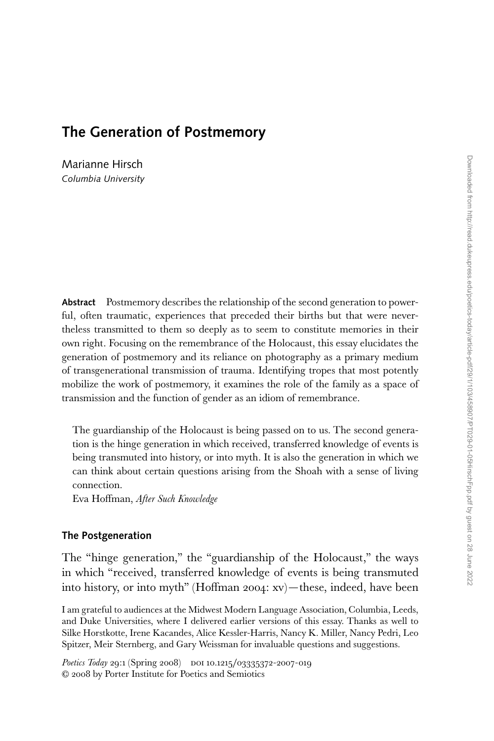# The Generation of Postmemory

Marianne Hirsch
*Columbia University*

**Abstract** Postmemory describes the relationship of the second generation to powerful, often traumatic, experiences that preceded their births but that were nevertheless transmitted to them so deeply as to seem to constitute memories in their own right. Focusing on the remembrance of the Holocaust, this essay elucidates the generation of postmemory and its reliance on photography as a primary medium of transgenerational transmission of trauma. Identifying tropes that most potently mobilize the work of postmemory, it examines the role of the family as a space of transmission and the function of gender as an idiom of remembrance.

> The guardianship of the Holocaust is being passed on to us. The second generation is the hinge generation in which received, transferred knowledge of events is being transmuted into history, or into myth. It is also the generation in which we can think about certain questions arising from the Shoah with a sense of living connection.
>
> Eva Hoffman, *After Such Knowledge*

## The Postgeneration

The "hinge generation," the "guardianship of the Holocaust," the ways in which "received, transferred knowledge of events is being transmuted into history, or into myth" (Hoffman 2004: xv)—these, indeed, have been

I am grateful to audiences at the Midwest Modern Language Association, Columbia, Leeds, and Duke Universities, where I delivered earlier versions of this essay. Thanks as well to Silke Horstkotte, Irene Kacandes, Alice Kessler-Harris, Nancy K. Miller, Nancy Pedri, Leo Spitzer, Meir Sternberg, and Gary Weissman for invaluable questions and suggestions.

*Poetics Today* 29:1 (Spring 2008) DOI 10.1215/03335372-2007-019
© 2008 by Porter Institute for Poetics and Semiotics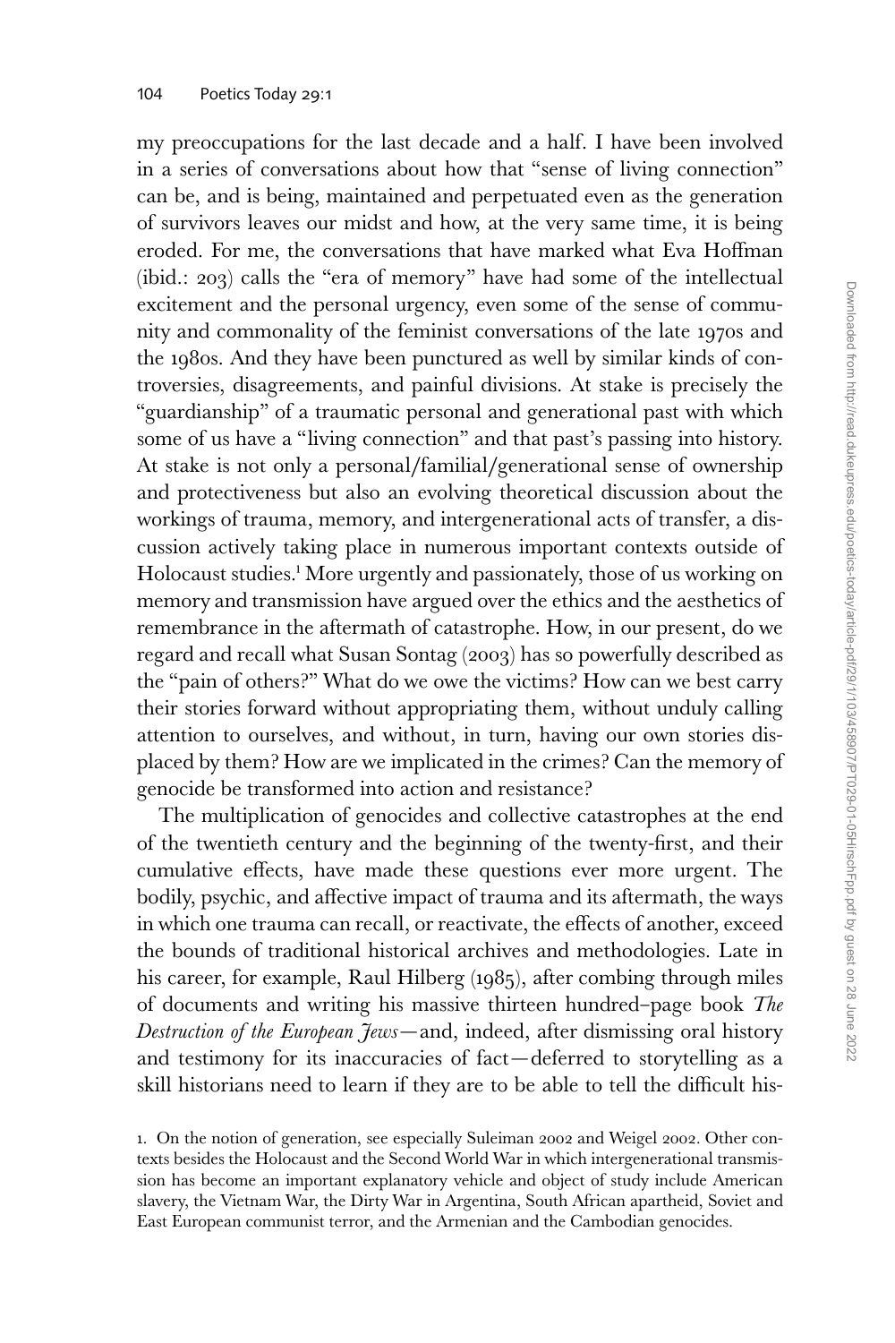my preoccupations for the last decade and a half. I have been involved in a series of conversations about how that "sense of living connection" can be, and is being, maintained and perpetuated even as the generation of survivors leaves our midst and how, at the very same time, it is being eroded. For me, the conversations that have marked what Eva Hoffman (ibid.: 203) calls the "era of memory" have had some of the intellectual excitement and the personal urgency, even some of the sense of community and commonality of the feminist conversations of the late 1970s and the 1980s. And they have been punctured as well by similar kinds of controversies, disagreements, and painful divisions. At stake is precisely the "guardianship" of a traumatic personal and generational past with which some of us have a "living connection" and that past's passing into history. At stake is not only a personal/familial/generational sense of ownership and protectiveness but also an evolving theoretical discussion about the workings of trauma, memory, and intergenerational acts of transfer, a discussion actively taking place in numerous important contexts outside of Holocaust studies.[1] More urgently and passionately, those of us working on memory and transmission have argued over the ethics and the aesthetics of remembrance in the aftermath of catastrophe. How, in our present, do we regard and recall what Susan Sontag (2003) has so powerfully described as the "pain of others?" What do we owe the victims? How can we best carry their stories forward without appropriating them, without unduly calling attention to ourselves, and without, in turn, having our own stories displaced by them? How are we implicated in the crimes? Can the memory of genocide be transformed into action and resistance?

The multiplication of genocides and collective catastrophes at the end of the twentieth century and the beginning of the twenty-first, and their cumulative effects, have made these questions ever more urgent. The bodily, psychic, and affective impact of trauma and its aftermath, the ways in which one trauma can recall, or reactivate, the effects of another, exceed the bounds of traditional historical archives and methodologies. Late in his career, for example, Raul Hilberg (1985), after combing through miles of documents and writing his massive thirteen hundred–page book *The Destruction of the European Jews*—and, indeed, after dismissing oral history and testimony for its inaccuracies of fact—deferred to storytelling as a skill historians need to learn if they are to be able to tell the difficult his-

1. On the notion of generation, see especially Suleiman 2002 and Weigel 2002. Other contexts besides the Holocaust and the Second World War in which intergenerational transmission has become an important explanatory vehicle and object of study include American slavery, the Vietnam War, the Dirty War in Argentina, South African apartheid, Soviet and East European communist terror, and the Armenian and the Cambodian genocides.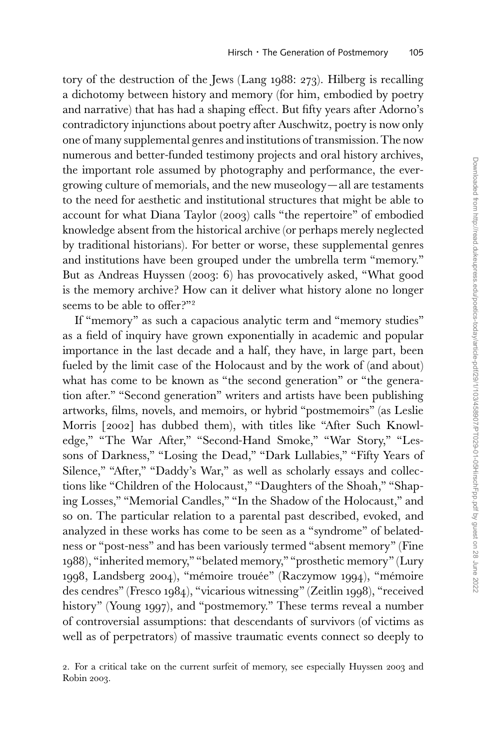tory of the destruction of the Jews (Lang 1988: 273). Hilberg is recalling a dichotomy between history and memory (for him, embodied by poetry and narrative) that has had a shaping effect. But fifty years after Adorno's contradictory injunctions about poetry after Auschwitz, poetry is now only one of many supplemental genres and institutions of transmission. The now numerous and better-funded testimony projects and oral history archives, the important role assumed by photography and performance, the ever-growing culture of memorials, and the new museology—all are testaments to the need for aesthetic and institutional structures that might be able to account for what Diana Taylor (2003) calls "the repertoire" of embodied knowledge absent from the historical archive (or perhaps merely neglected by traditional historians). For better or worse, these supplemental genres and institutions have been grouped under the umbrella term "memory." But as Andreas Huyssen (2003: 6) has provocatively asked, "What good is the memory archive? How can it deliver what history alone no longer seems to be able to offer?"[2]

If "memory" as such a capacious analytic term and "memory studies" as a field of inquiry have grown exponentially in academic and popular importance in the last decade and a half, they have, in large part, been fueled by the limit case of the Holocaust and by the work of (and about) what has come to be known as "the second generation" or "the generation after." "Second generation" writers and artists have been publishing artworks, films, novels, and memoirs, or hybrid "postmemoirs" (as Leslie Morris [2002] has dubbed them), with titles like "After Such Knowledge," "The War After," "Second-Hand Smoke," "War Story," "Lessons of Darkness," "Losing the Dead," "Dark Lullabies," "Fifty Years of Silence," "After," "Daddy's War," as well as scholarly essays and collections like "Children of the Holocaust," "Daughters of the Shoah," "Shaping Losses," "Memorial Candles," "In the Shadow of the Holocaust," and so on. The particular relation to a parental past described, evoked, and analyzed in these works has come to be seen as a "syndrome" of belatedness or "post-ness" and has been variously termed "absent memory" (Fine 1988), "inherited memory," "belated memory," "prosthetic memory" (Lury 1998, Landsberg 2004), "mémoire trouée" (Raczymow 1994), "mémoire des cendres" (Fresco 1984), "vicarious witnessing" (Zeitlin 1998), "received history" (Young 1997), and "postmemory." These terms reveal a number of controversial assumptions: that descendants of survivors (of victims as well as of perpetrators) of massive traumatic events connect so deeply to

2. For a critical take on the current surfeit of memory, see especially Huyssen 2003 and Robin 2003.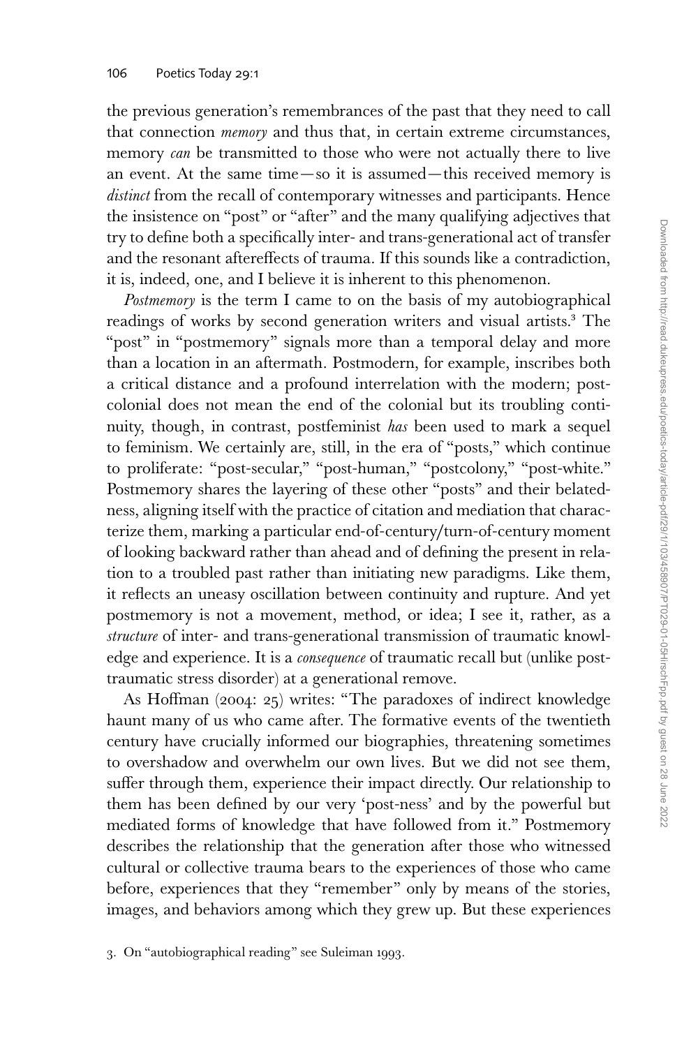the previous generation's remembrances of the past that they need to call that connection *memory* and thus that, in certain extreme circumstances, memory *can* be transmitted to those who were not actually there to live an event. At the same time—so it is assumed—this received memory is *distinct* from the recall of contemporary witnesses and participants. Hence the insistence on "post" or "after" and the many qualifying adjectives that try to define both a specifically inter- and trans-generational act of transfer and the resonant aftereffects of trauma. If this sounds like a contradiction, it is, indeed, one, and I believe it is inherent to this phenomenon.

*Postmemory* is the term I came to on the basis of my autobiographical readings of works by second generation writers and visual artists.[3] The "post" in "postmemory" signals more than a temporal delay and more than a location in an aftermath. Postmodern, for example, inscribes both a critical distance and a profound interrelation with the modern; postcolonial does not mean the end of the colonial but its troubling continuity, though, in contrast, postfeminist *has* been used to mark a sequel to feminism. We certainly are, still, in the era of "posts," which continue to proliferate: "post-secular," "post-human," "postcolony," "post-white." Postmemory shares the layering of these other "posts" and their belatedness, aligning itself with the practice of citation and mediation that characterize them, marking a particular end-of-century/turn-of-century moment of looking backward rather than ahead and of defining the present in relation to a troubled past rather than initiating new paradigms. Like them, it reflects an uneasy oscillation between continuity and rupture. And yet postmemory is not a movement, method, or idea; I see it, rather, as a *structure* of inter- and trans-generational transmission of traumatic knowledge and experience. It is a *consequence* of traumatic recall but (unlike post-traumatic stress disorder) at a generational remove.

As Hoffman (2004: 25) writes: "The paradoxes of indirect knowledge haunt many of us who came after. The formative events of the twentieth century have crucially informed our biographies, threatening sometimes to overshadow and overwhelm our own lives. But we did not see them, suffer through them, experience their impact directly. Our relationship to them has been defined by our very 'post-ness' and by the powerful but mediated forms of knowledge that have followed from it." Postmemory describes the relationship that the generation after those who witnessed cultural or collective trauma bears to the experiences of those who came before, experiences that they "remember" only by means of the stories, images, and behaviors among which they grew up. But these experiences

3. On "autobiographical reading" see Suleiman 1993.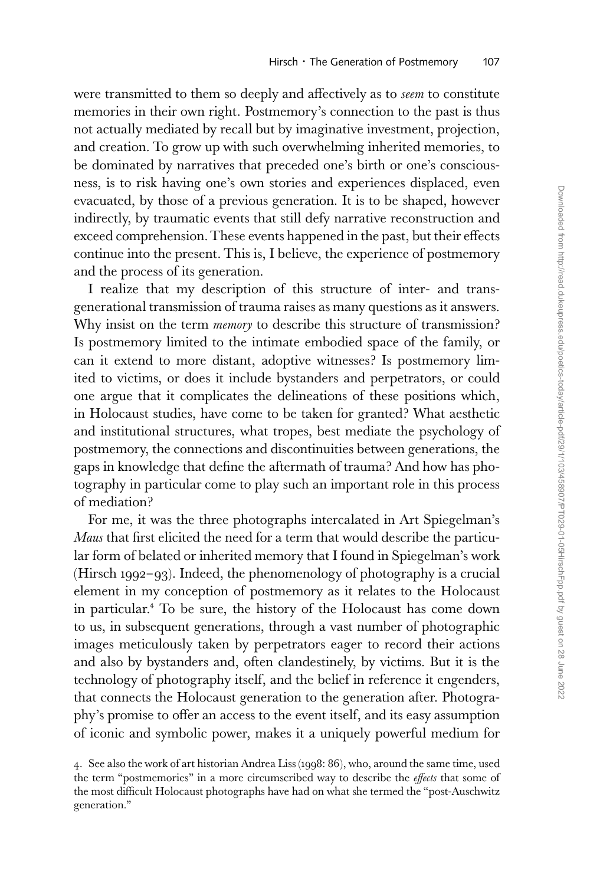were transmitted to them so deeply and affectively as to *seem* to constitute memories in their own right. Postmemory's connection to the past is thus not actually mediated by recall but by imaginative investment, projection, and creation. To grow up with such overwhelming inherited memories, to be dominated by narratives that preceded one's birth or one's consciousness, is to risk having one's own stories and experiences displaced, even evacuated, by those of a previous generation. It is to be shaped, however indirectly, by traumatic events that still defy narrative reconstruction and exceed comprehension. These events happened in the past, but their effects continue into the present. This is, I believe, the experience of postmemory and the process of its generation.

I realize that my description of this structure of inter- and transgenerational transmission of trauma raises as many questions as it answers. Why insist on the term *memory* to describe this structure of transmission? Is postmemory limited to the intimate embodied space of the family, or can it extend to more distant, adoptive witnesses? Is postmemory limited to victims, or does it include bystanders and perpetrators, or could one argue that it complicates the delineations of these positions which, in Holocaust studies, have come to be taken for granted? What aesthetic and institutional structures, what tropes, best mediate the psychology of postmemory, the connections and discontinuities between generations, the gaps in knowledge that define the aftermath of trauma? And how has photography in particular come to play such an important role in this process of mediation?

For me, it was the three photographs intercalated in Art Spiegelman's *Maus* that first elicited the need for a term that would describe the particular form of belated or inherited memory that I found in Spiegelman's work (Hirsch 1992–93). Indeed, the phenomenology of photography is a crucial element in my conception of postmemory as it relates to the Holocaust in particular.[4] To be sure, the history of the Holocaust has come down to us, in subsequent generations, through a vast number of photographic images meticulously taken by perpetrators eager to record their actions and also by bystanders and, often clandestinely, by victims. But it is the technology of photography itself, and the belief in reference it engenders, that connects the Holocaust generation to the generation after. Photography's promise to offer an access to the event itself, and its easy assumption of iconic and symbolic power, makes it a uniquely powerful medium for

4. See also the work of art historian Andrea Liss (1998: 86), who, around the same time, used the term "postmemories" in a more circumscribed way to describe the *effects* that some of the most difficult Holocaust photographs have had on what she termed the "post-Auschwitz generation."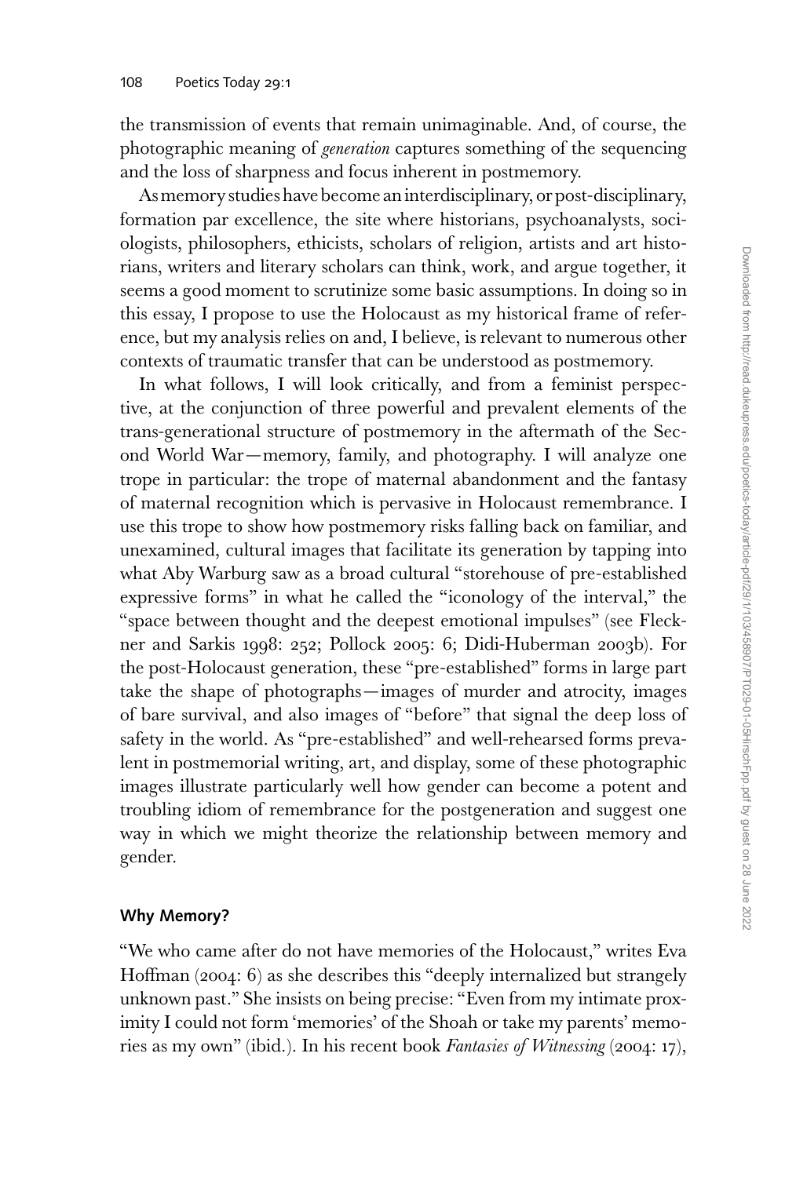the transmission of events that remain unimaginable. And, of course, the photographic meaning of *generation* captures something of the sequencing and the loss of sharpness and focus inherent in postmemory.

As memory studies have become an interdisciplinary, or post-disciplinary, formation par excellence, the site where historians, psychoanalysts, sociologists, philosophers, ethicists, scholars of religion, artists and art historians, writers and literary scholars can think, work, and argue together, it seems a good moment to scrutinize some basic assumptions. In doing so in this essay, I propose to use the Holocaust as my historical frame of reference, but my analysis relies on and, I believe, is relevant to numerous other contexts of traumatic transfer that can be understood as postmemory.

In what follows, I will look critically, and from a feminist perspective, at the conjunction of three powerful and prevalent elements of the trans-generational structure of postmemory in the aftermath of the Second World War—memory, family, and photography. I will analyze one trope in particular: the trope of maternal abandonment and the fantasy of maternal recognition which is pervasive in Holocaust remembrance. I use this trope to show how postmemory risks falling back on familiar, and unexamined, cultural images that facilitate its generation by tapping into what Aby Warburg saw as a broad cultural "storehouse of pre-established expressive forms" in what he called the "iconology of the interval," the "space between thought and the deepest emotional impulses" (see Fleckner and Sarkis 1998: 252; Pollock 2005: 6; Didi-Huberman 2003b). For the post-Holocaust generation, these "pre-established" forms in large part take the shape of photographs—images of murder and atrocity, images of bare survival, and also images of "before" that signal the deep loss of safety in the world. As "pre-established" and well-rehearsed forms prevalent in postmemorial writing, art, and display, some of these photographic images illustrate particularly well how gender can become a potent and troubling idiom of remembrance for the postgeneration and suggest one way in which we might theorize the relationship between memory and gender.

## Why Memory?

"We who came after do not have memories of the Holocaust," writes Eva Hoffman (2004: 6) as she describes this "deeply internalized but strangely unknown past." She insists on being precise: "Even from my intimate proximity I could not form 'memories' of the Shoah or take my parents' memories as my own" (ibid.). In his recent book *Fantasies of Witnessing* (2004: 17),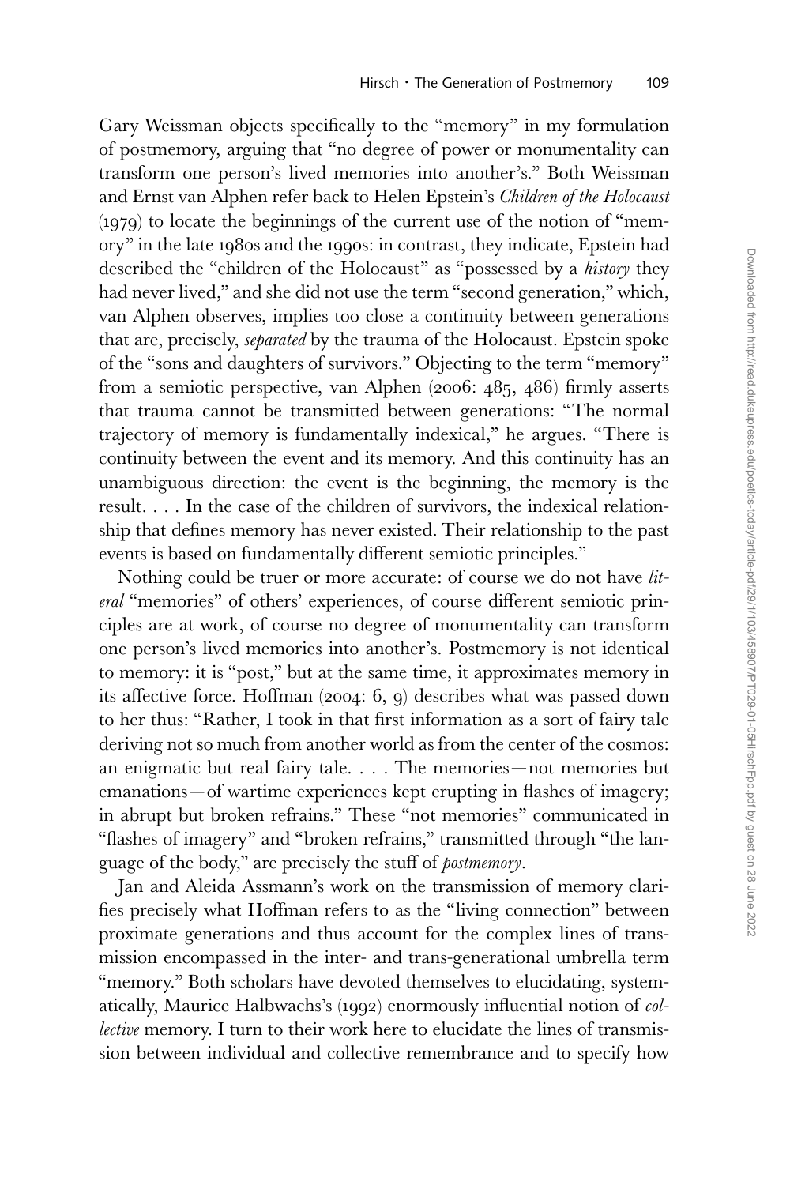Gary Weissman objects specifically to the "memory" in my formulation of postmemory, arguing that "no degree of power or monumentality can transform one person's lived memories into another's." Both Weissman and Ernst van Alphen refer back to Helen Epstein's *Children of the Holocaust* (1979) to locate the beginnings of the current use of the notion of "memory" in the late 1980s and the 1990s: in contrast, they indicate, Epstein had described the "children of the Holocaust" as "possessed by a *history* they had never lived," and she did not use the term "second generation," which, van Alphen observes, implies too close a continuity between generations that are, precisely, *separated* by the trauma of the Holocaust. Epstein spoke of the "sons and daughters of survivors." Objecting to the term "memory" from a semiotic perspective, van Alphen (2006: 485, 486) firmly asserts that trauma cannot be transmitted between generations: "The normal trajectory of memory is fundamentally indexical," he argues. "There is continuity between the event and its memory. And this continuity has an unambiguous direction: the event is the beginning, the memory is the result. . . . In the case of the children of survivors, the indexical relationship that defines memory has never existed. Their relationship to the past events is based on fundamentally different semiotic principles."

Nothing could be truer or more accurate: of course we do not have *literal* "memories" of others' experiences, of course different semiotic principles are at work, of course no degree of monumentality can transform one person's lived memories into another's. Postmemory is not identical to memory: it is "post," but at the same time, it approximates memory in its affective force. Hoffman (2004: 6, 9) describes what was passed down to her thus: "Rather, I took in that first information as a sort of fairy tale deriving not so much from another world as from the center of the cosmos: an enigmatic but real fairy tale. . . . The memories—not memories but emanations—of wartime experiences kept erupting in flashes of imagery; in abrupt but broken refrains." These "not memories" communicated in "flashes of imagery" and "broken refrains," transmitted through "the language of the body," are precisely the stuff of *postmemory*.

Jan and Aleida Assmann's work on the transmission of memory clarifies precisely what Hoffman refers to as the "living connection" between proximate generations and thus account for the complex lines of transmission encompassed in the inter- and trans-generational umbrella term "memory." Both scholars have devoted themselves to elucidating, systematically, Maurice Halbwachs's (1992) enormously influential notion of *collective* memory. I turn to their work here to elucidate the lines of transmission between individual and collective remembrance and to specify how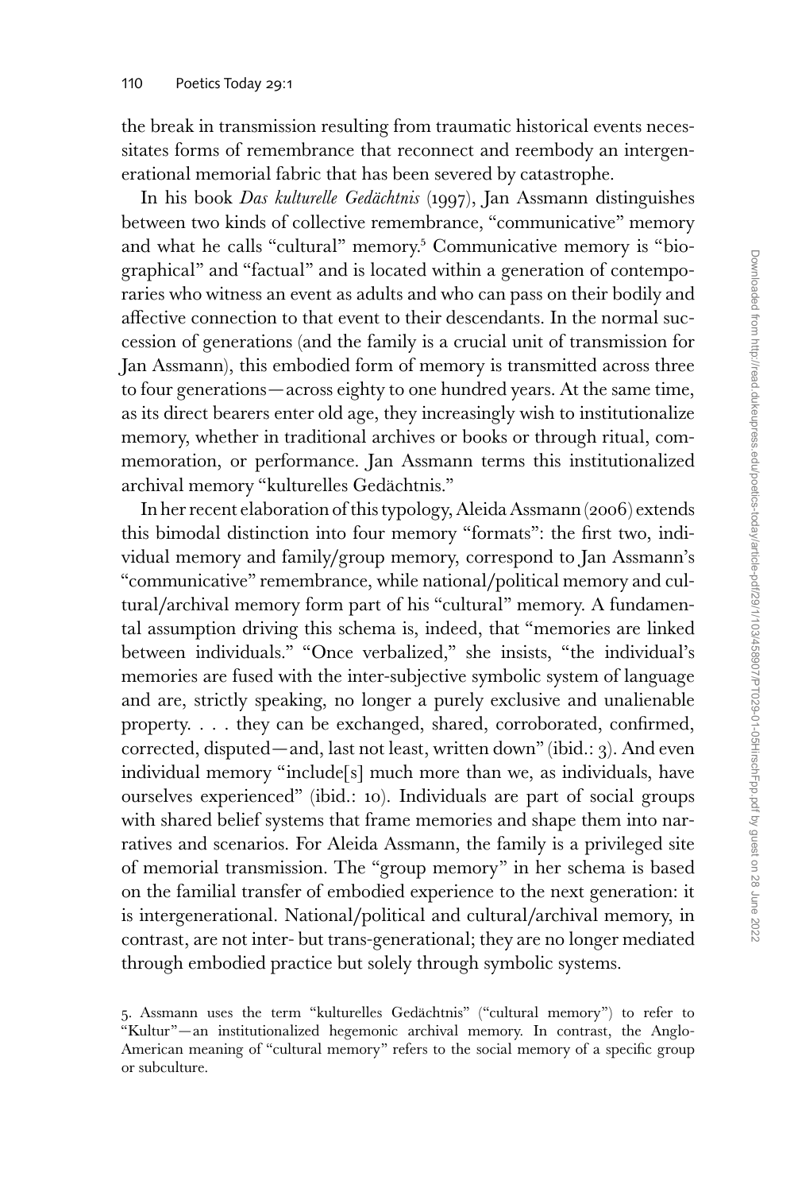the break in transmission resulting from traumatic historical events necessitates forms of remembrance that reconnect and reembody an intergenerational memorial fabric that has been severed by catastrophe.

In his book *Das kulturelle Gedächtnis* (1997), Jan Assmann distinguishes between two kinds of collective remembrance, "communicative" memory and what he calls "cultural" memory.[5] Communicative memory is "biographical" and "factual" and is located within a generation of contemporaries who witness an event as adults and who can pass on their bodily and affective connection to that event to their descendants. In the normal succession of generations (and the family is a crucial unit of transmission for Jan Assmann), this embodied form of memory is transmitted across three to four generations—across eighty to one hundred years. At the same time, as its direct bearers enter old age, they increasingly wish to institutionalize memory, whether in traditional archives or books or through ritual, commemoration, or performance. Jan Assmann terms this institutionalized archival memory "kulturelles Gedächtnis."

In her recent elaboration of this typology, Aleida Assmann (2006) extends this bimodal distinction into four memory "formats": the first two, individual memory and family/group memory, correspond to Jan Assmann's "communicative" remembrance, while national/political memory and cultural/archival memory form part of his "cultural" memory. A fundamental assumption driving this schema is, indeed, that "memories are linked between individuals." "Once verbalized," she insists, "the individual's memories are fused with the inter-subjective symbolic system of language and are, strictly speaking, no longer a purely exclusive and unalienable property. . . . they can be exchanged, shared, corroborated, confirmed, corrected, disputed—and, last not least, written down" (ibid.: 3). And even individual memory "include[s] much more than we, as individuals, have ourselves experienced" (ibid.: 10). Individuals are part of social groups with shared belief systems that frame memories and shape them into narratives and scenarios. For Aleida Assmann, the family is a privileged site of memorial transmission. The "group memory" in her schema is based on the familial transfer of embodied experience to the next generation: it is intergenerational. National/political and cultural/archival memory, in contrast, are not inter- but trans-generational; they are no longer mediated through embodied practice but solely through symbolic systems.

5. Assmann uses the term "kulturelles Gedächtnis" ("cultural memory") to refer to "Kultur"—an institutionalized hegemonic archival memory. In contrast, the Anglo-American meaning of "cultural memory" refers to the social memory of a specific group or subculture.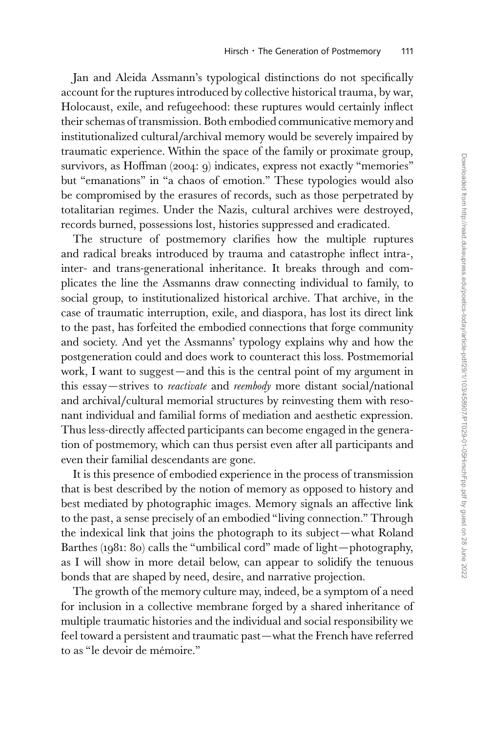Jan and Aleida Assmann's typological distinctions do not specifically account for the ruptures introduced by collective historical trauma, by war, Holocaust, exile, and refugeehood: these ruptures would certainly inflect their schemas of transmission. Both embodied communicative memory and institutionalized cultural/archival memory would be severely impaired by traumatic experience. Within the space of the family or proximate group, survivors, as Hoffman (2004: 9) indicates, express not exactly "memories" but "emanations" in "a chaos of emotion." These typologies would also be compromised by the erasures of records, such as those perpetrated by totalitarian regimes. Under the Nazis, cultural archives were destroyed, records burned, possessions lost, histories suppressed and eradicated.

The structure of postmemory clarifies how the multiple ruptures and radical breaks introduced by trauma and catastrophe inflect intra-, inter- and trans-generational inheritance. It breaks through and complicates the line the Assmanns draw connecting individual to family, to social group, to institutionalized historical archive. That archive, in the case of traumatic interruption, exile, and diaspora, has lost its direct link to the past, has forfeited the embodied connections that forge community and society. And yet the Assmanns' typology explains why and how the postgeneration could and does work to counteract this loss. Postmemorial work, I want to suggest—and this is the central point of my argument in this essay—strives to *reactivate* and *reembody* more distant social/national and archival/cultural memorial structures by reinvesting them with resonant individual and familial forms of mediation and aesthetic expression. Thus less-directly affected participants can become engaged in the generation of postmemory, which can thus persist even after all participants and even their familial descendants are gone.

It is this presence of embodied experience in the process of transmission that is best described by the notion of memory as opposed to history and best mediated by photographic images. Memory signals an affective link to the past, a sense precisely of an embodied "living connection." Through the indexical link that joins the photograph to its subject—what Roland Barthes (1981: 80) calls the "umbilical cord" made of light—photography, as I will show in more detail below, can appear to solidify the tenuous bonds that are shaped by need, desire, and narrative projection.

The growth of the memory culture may, indeed, be a symptom of a need for inclusion in a collective membrane forged by a shared inheritance of multiple traumatic histories and the individual and social responsibility we feel toward a persistent and traumatic past—what the French have referred to as "le devoir de mémoire."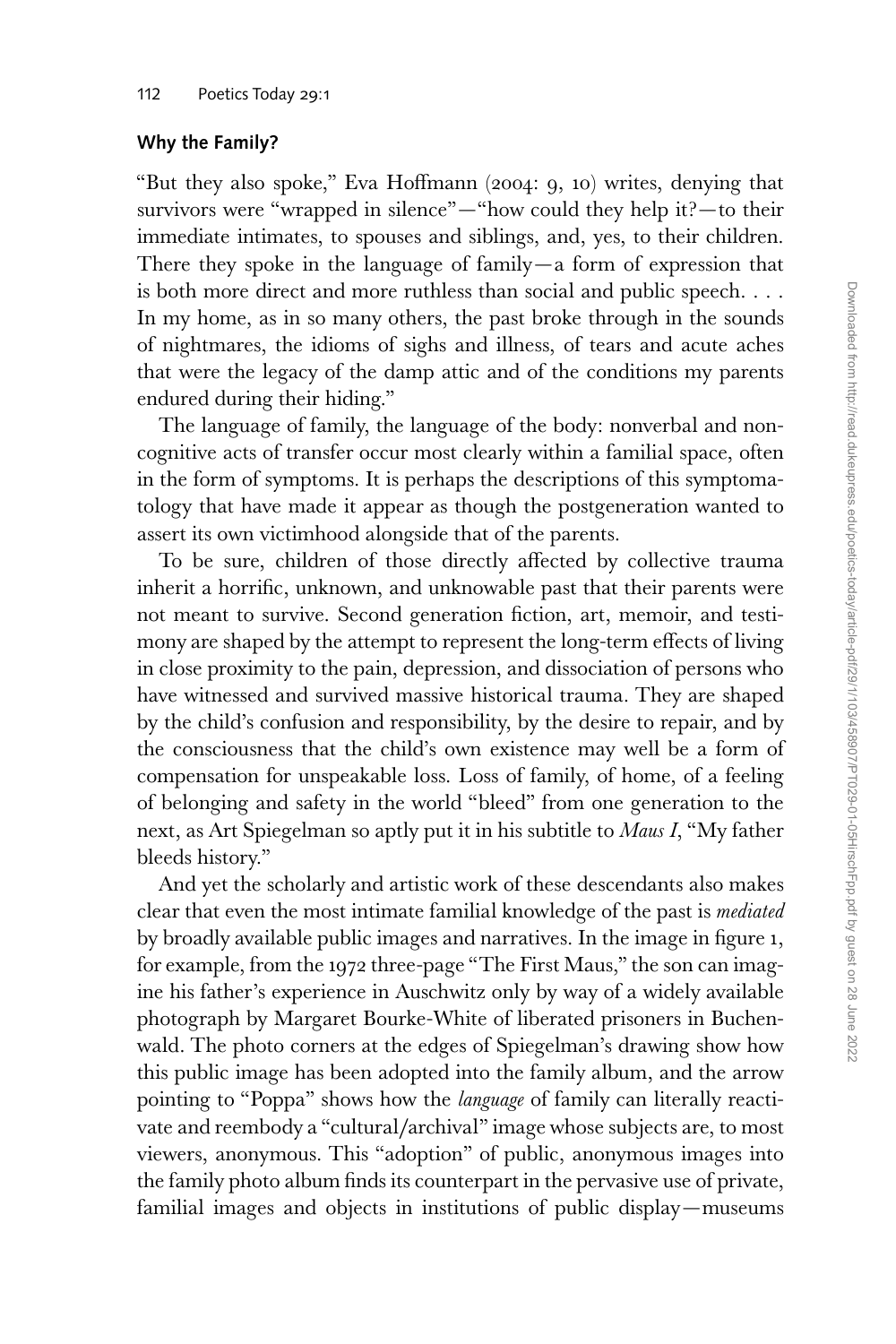## Why the Family?

"But they also spoke," Eva Hoffmann (2004: 9, 10) writes, denying that survivors were "wrapped in silence"—"how could they help it?—to their immediate intimates, to spouses and siblings, and, yes, to their children. There they spoke in the language of family—a form of expression that is both more direct and more ruthless than social and public speech. . . . In my home, as in so many others, the past broke through in the sounds of nightmares, the idioms of sighs and illness, of tears and acute aches that were the legacy of the damp attic and of the conditions my parents endured during their hiding."

The language of family, the language of the body: nonverbal and noncognitive acts of transfer occur most clearly within a familial space, often in the form of symptoms. It is perhaps the descriptions of this symptomatology that have made it appear as though the postgeneration wanted to assert its own victimhood alongside that of the parents.

To be sure, children of those directly affected by collective trauma inherit a horrific, unknown, and unknowable past that their parents were not meant to survive. Second generation fiction, art, memoir, and testimony are shaped by the attempt to represent the long-term effects of living in close proximity to the pain, depression, and dissociation of persons who have witnessed and survived massive historical trauma. They are shaped by the child's confusion and responsibility, by the desire to repair, and by the consciousness that the child's own existence may well be a form of compensation for unspeakable loss. Loss of family, of home, of a feeling of belonging and safety in the world "bleed" from one generation to the next, as Art Spiegelman so aptly put it in his subtitle to *Maus I*, "My father bleeds history."

And yet the scholarly and artistic work of these descendants also makes clear that even the most intimate familial knowledge of the past is *mediated* by broadly available public images and narratives. In the image in figure 1, for example, from the 1972 three-page "The First Maus," the son can imagine his father's experience in Auschwitz only by way of a widely available photograph by Margaret Bourke-White of liberated prisoners in Buchenwald. The photo corners at the edges of Spiegelman's drawing show how this public image has been adopted into the family album, and the arrow pointing to "Poppa" shows how the *language* of family can literally reactivate and reembody a "cultural/archival" image whose subjects are, to most viewers, anonymous. This "adoption" of public, anonymous images into the family photo album finds its counterpart in the pervasive use of private, familial images and objects in institutions of public display—museums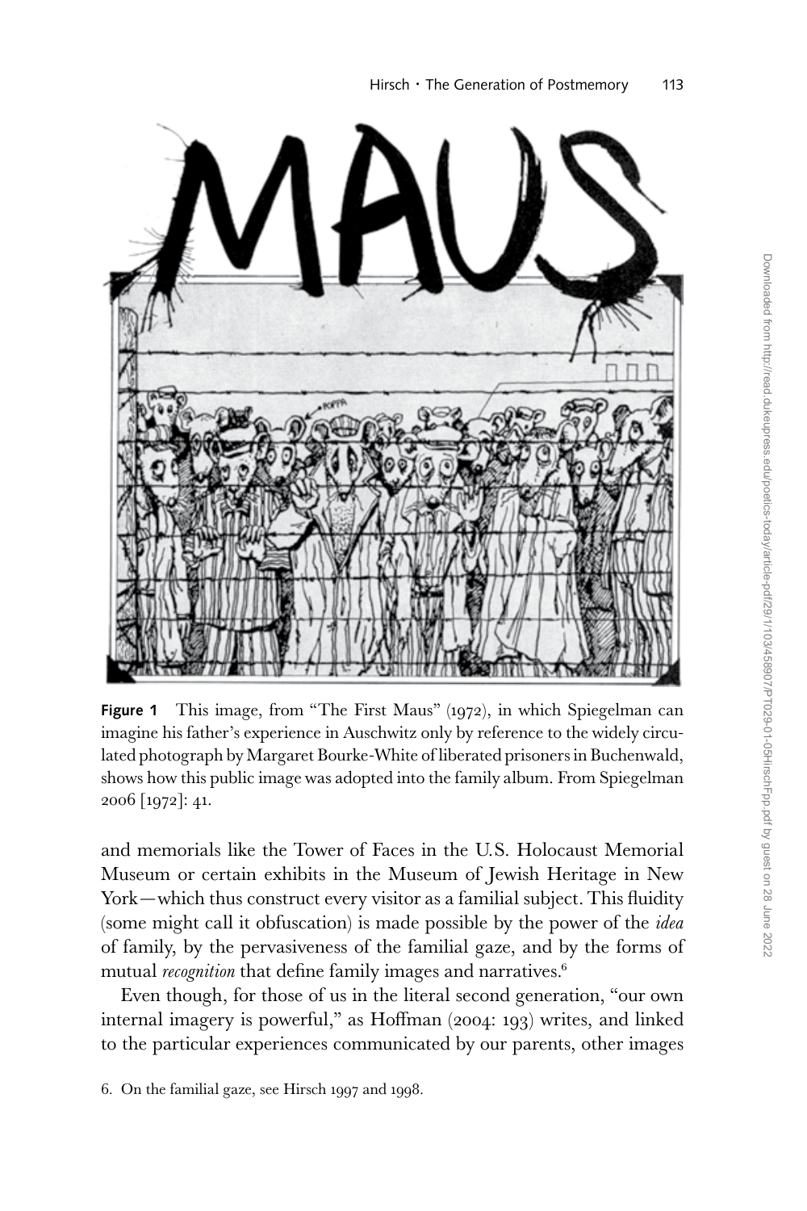**Figure 1** This image, from "The First Maus" (1972), in which Spiegelman can imagine his father's experience in Auschwitz only by reference to the widely circulated photograph by Margaret Bourke-White of liberated prisoners in Buchenwald, shows how this public image was adopted into the family album. From Spiegelman 2006 [1972]: 41.

and memorials like the Tower of Faces in the U.S. Holocaust Memorial Museum or certain exhibits in the Museum of Jewish Heritage in New York—which thus construct every visitor as a familial subject. This fluidity (some might call it obfuscation) is made possible by the power of the *idea* of family, by the pervasiveness of the familial gaze, and by the forms of mutual *recognition* that define family images and narratives.[6]

Even though, for those of us in the literal second generation, "our own internal imagery is powerful," as Hoffman (2004: 193) writes, and linked to the particular experiences communicated by our parents, other images

6. On the familial gaze, see Hirsch 1997 and 1998.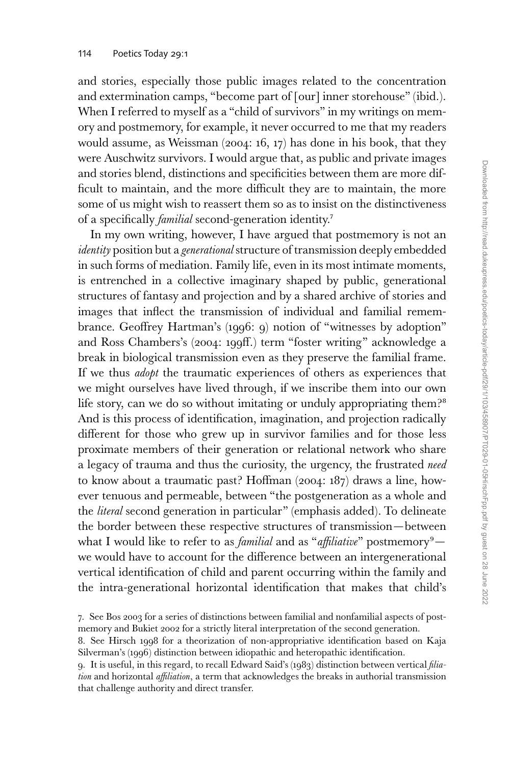and stories, especially those public images related to the concentration and extermination camps, "become part of [our] inner storehouse" (ibid.). When I referred to myself as a "child of survivors" in my writings on memory and postmemory, for example, it never occurred to me that my readers would assume, as Weissman (2004: 16, 17) has done in his book, that they were Auschwitz survivors. I would argue that, as public and private images and stories blend, distinctions and specificities between them are more difficult to maintain, and the more difficult they are to maintain, the more some of us might wish to reassert them so as to insist on the distinctiveness of a specifically *familial* second-generation identity.[7]

In my own writing, however, I have argued that postmemory is not an *identity* position but a *generational* structure of transmission deeply embedded in such forms of mediation. Family life, even in its most intimate moments, is entrenched in a collective imaginary shaped by public, generational structures of fantasy and projection and by a shared archive of stories and images that inflect the transmission of individual and familial remembrance. Geoffrey Hartman's (1996: 9) notion of "witnesses by adoption" and Ross Chambers's (2004: 199ff.) term "foster writing" acknowledge a break in biological transmission even as they preserve the familial frame. If we thus *adopt* the traumatic experiences of others as experiences that we might ourselves have lived through, if we inscribe them into our own life story, can we do so without imitating or unduly appropriating them?[8] And is this process of identification, imagination, and projection radically different for those who grew up in survivor families and for those less proximate members of their generation or relational network who share a legacy of trauma and thus the curiosity, the urgency, the frustrated *need* to know about a traumatic past? Hoffman (2004: 187) draws a line, however tenuous and permeable, between "the postgeneration as a whole and the *literal* second generation in particular" (emphasis added). To delineate the border between these respective structures of transmission—between what I would like to refer to as *familial* and as "*affiliative*" postmemory[9]—we would have to account for the difference between an intergenerational vertical identification of child and parent occurring within the family and the intra-generational horizontal identification that makes that child's

7. See Bos 2003 for a series of distinctions between familial and nonfamilial aspects of postmemory and Bukiet 2002 for a strictly literal interpretation of the second generation.

8. See Hirsch 1998 for a theorization of non-appropriative identification based on Kaja Silverman's (1996) distinction between idiopathic and heteropathic identification.

9. It is useful, in this regard, to recall Edward Said's (1983) distinction between vertical *filiation* and horizontal *affiliation*, a term that acknowledges the breaks in authorial transmission that challenge authority and direct transfer.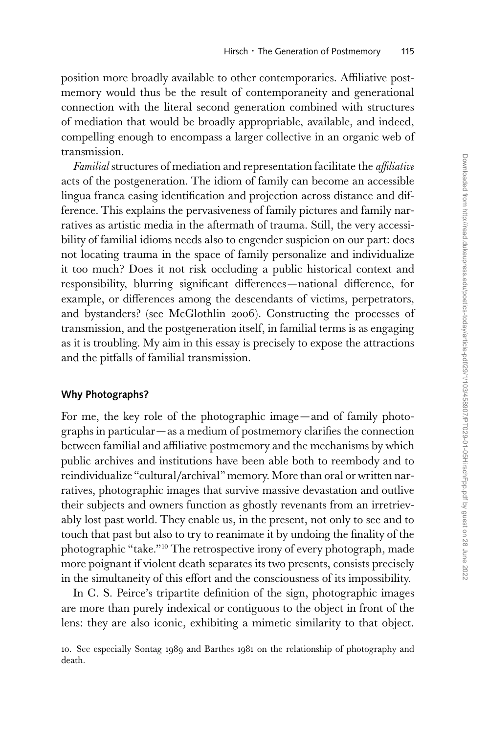position more broadly available to other contemporaries. Affiliative postmemory would thus be the result of contemporaneity and generational connection with the literal second generation combined with structures of mediation that would be broadly appropriable, available, and indeed, compelling enough to encompass a larger collective in an organic web of transmission.

*Familial* structures of mediation and representation facilitate the *affiliative* acts of the postgeneration. The idiom of family can become an accessible lingua franca easing identification and projection across distance and difference. This explains the pervasiveness of family pictures and family narratives as artistic media in the aftermath of trauma. Still, the very accessibility of familial idioms needs also to engender suspicion on our part: does not locating trauma in the space of family personalize and individualize it too much? Does it not risk occluding a public historical context and responsibility, blurring significant differences—national difference, for example, or differences among the descendants of victims, perpetrators, and bystanders? (see McGlothlin 2006). Constructing the processes of transmission, and the postgeneration itself, in familial terms is as engaging as it is troubling. My aim in this essay is precisely to expose the attractions and the pitfalls of familial transmission.

## Why Photographs?

For me, the key role of the photographic image—and of family photographs in particular—as a medium of postmemory clarifies the connection between familial and affiliative postmemory and the mechanisms by which public archives and institutions have been able both to reembody and to reindividualize "cultural/archival" memory. More than oral or written narratives, photographic images that survive massive devastation and outlive their subjects and owners function as ghostly revenants from an irretrievably lost past world. They enable us, in the present, not only to see and to touch that past but also to try to reanimate it by undoing the finality of the photographic "take."[10] The retrospective irony of every photograph, made more poignant if violent death separates its two presents, consists precisely in the simultaneity of this effort and the consciousness of its impossibility.

In C. S. Peirce's tripartite definition of the sign, photographic images are more than purely indexical or contiguous to the object in front of the lens: they are also iconic, exhibiting a mimetic similarity to that object.

10. See especially Sontag 1989 and Barthes 1981 on the relationship of photography and death.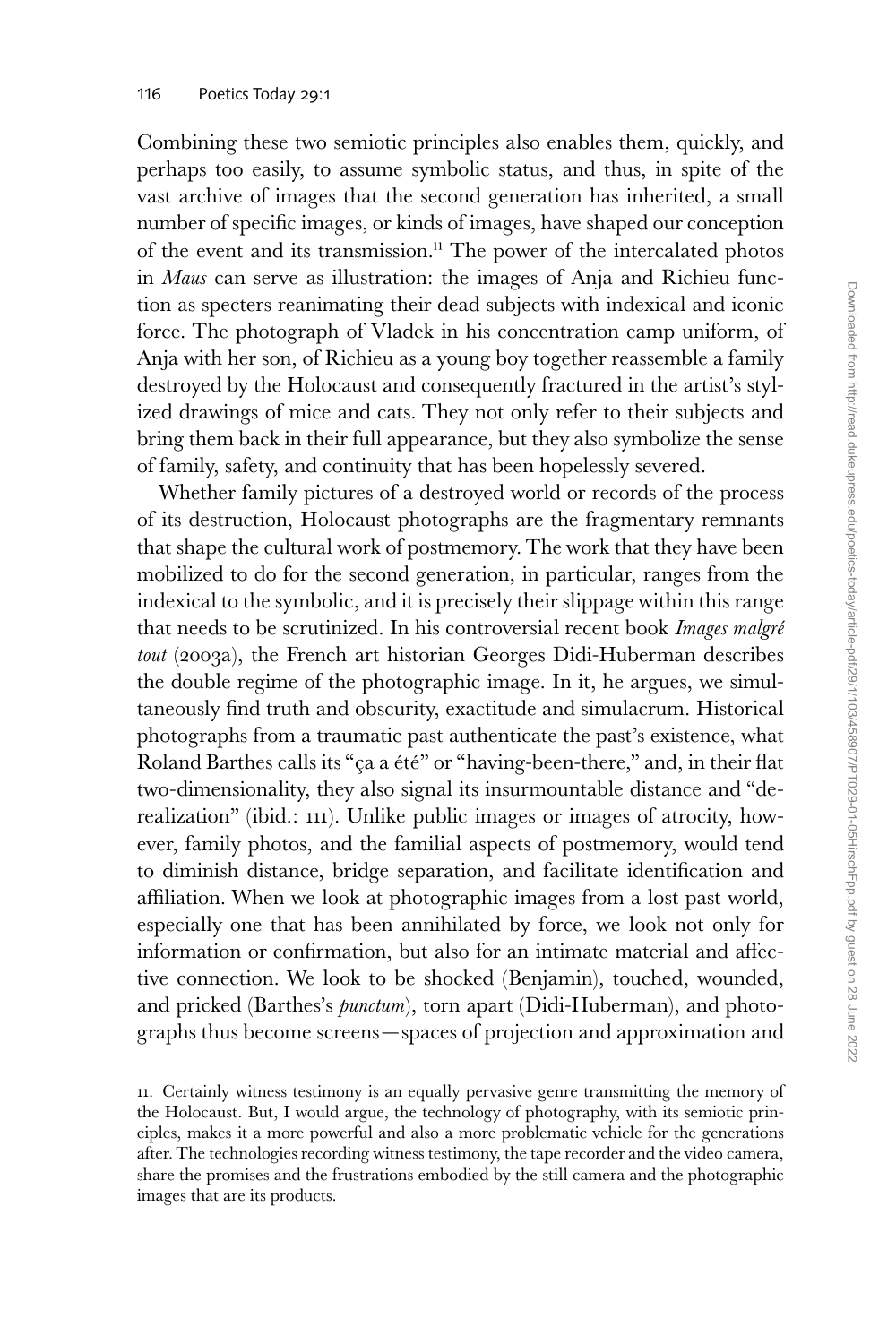Combining these two semiotic principles also enables them, quickly, and perhaps too easily, to assume symbolic status, and thus, in spite of the vast archive of images that the second generation has inherited, a small number of specific images, or kinds of images, have shaped our conception of the event and its transmission.[11] The power of the intercalated photos in *Maus* can serve as illustration: the images of Anja and Richieu function as specters reanimating their dead subjects with indexical and iconic force. The photograph of Vladek in his concentration camp uniform, of Anja with her son, of Richieu as a young boy together reassemble a family destroyed by the Holocaust and consequently fractured in the artist's stylized drawings of mice and cats. They not only refer to their subjects and bring them back in their full appearance, but they also symbolize the sense of family, safety, and continuity that has been hopelessly severed.

Whether family pictures of a destroyed world or records of the process of its destruction, Holocaust photographs are the fragmentary remnants that shape the cultural work of postmemory. The work that they have been mobilized to do for the second generation, in particular, ranges from the indexical to the symbolic, and it is precisely their slippage within this range that needs to be scrutinized. In his controversial recent book *Images malgré tout* (2003a), the French art historian Georges Didi-Huberman describes the double regime of the photographic image. In it, he argues, we simultaneously find truth and obscurity, exactitude and simulacrum. Historical photographs from a traumatic past authenticate the past's existence, what Roland Barthes calls its "ça a été" or "having-been-there," and, in their flat two-dimensionality, they also signal its insurmountable distance and "derealization" (ibid.: 111). Unlike public images or images of atrocity, however, family photos, and the familial aspects of postmemory, would tend to diminish distance, bridge separation, and facilitate identification and affiliation. When we look at photographic images from a lost past world, especially one that has been annihilated by force, we look not only for information or confirmation, but also for an intimate material and affective connection. We look to be shocked (Benjamin), touched, wounded, and pricked (Barthes's *punctum*), torn apart (Didi-Huberman), and photographs thus become screens—spaces of projection and approximation and

11. Certainly witness testimony is an equally pervasive genre transmitting the memory of the Holocaust. But, I would argue, the technology of photography, with its semiotic principles, makes it a more powerful and also a more problematic vehicle for the generations after. The technologies recording witness testimony, the tape recorder and the video camera, share the promises and the frustrations embodied by the still camera and the photographic images that are its products.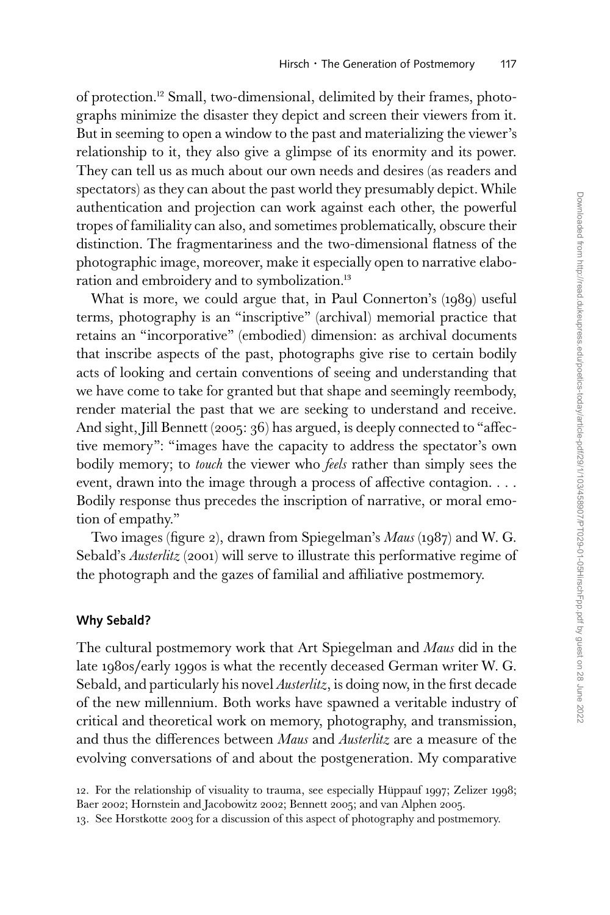of protection.[12] Small, two-dimensional, delimited by their frames, photographs minimize the disaster they depict and screen their viewers from it. But in seeming to open a window to the past and materializing the viewer's relationship to it, they also give a glimpse of its enormity and its power. They can tell us as much about our own needs and desires (as readers and spectators) as they can about the past world they presumably depict. While authentication and projection can work against each other, the powerful tropes of familiality can also, and sometimes problematically, obscure their distinction. The fragmentariness and the two-dimensional flatness of the photographic image, moreover, make it especially open to narrative elaboration and embroidery and to symbolization.[13]

What is more, we could argue that, in Paul Connerton's (1989) useful terms, photography is an "inscriptive" (archival) memorial practice that retains an "incorporative" (embodied) dimension: as archival documents that inscribe aspects of the past, photographs give rise to certain bodily acts of looking and certain conventions of seeing and understanding that we have come to take for granted but that shape and seemingly reembody, render material the past that we are seeking to understand and receive. And sight, Jill Bennett (2005: 36) has argued, is deeply connected to "affective memory": "images have the capacity to address the spectator's own bodily memory; to *touch* the viewer who *feels* rather than simply sees the event, drawn into the image through a process of affective contagion. . . . Bodily response thus precedes the inscription of narrative, or moral emotion of empathy."

Two images (figure 2), drawn from Spiegelman's *Maus* (1987) and W. G. Sebald's *Austerlitz* (2001) will serve to illustrate this performative regime of the photograph and the gazes of familial and affiliative postmemory.

## Why Sebald?

The cultural postmemory work that Art Spiegelman and *Maus* did in the late 1980s/early 1990s is what the recently deceased German writer W. G. Sebald, and particularly his novel *Austerlitz*, is doing now, in the first decade of the new millennium. Both works have spawned a veritable industry of critical and theoretical work on memory, photography, and transmission, and thus the differences between *Maus* and *Austerlitz* are a measure of the evolving conversations of and about the postgeneration. My comparative

12. For the relationship of visuality to trauma, see especially Hüppauf 1997; Zelizer 1998; Baer 2002; Hornstein and Jacobowitz 2002; Bennett 2005; and van Alphen 2005.

13. See Horstkotte 2003 for a discussion of this aspect of photography and postmemory.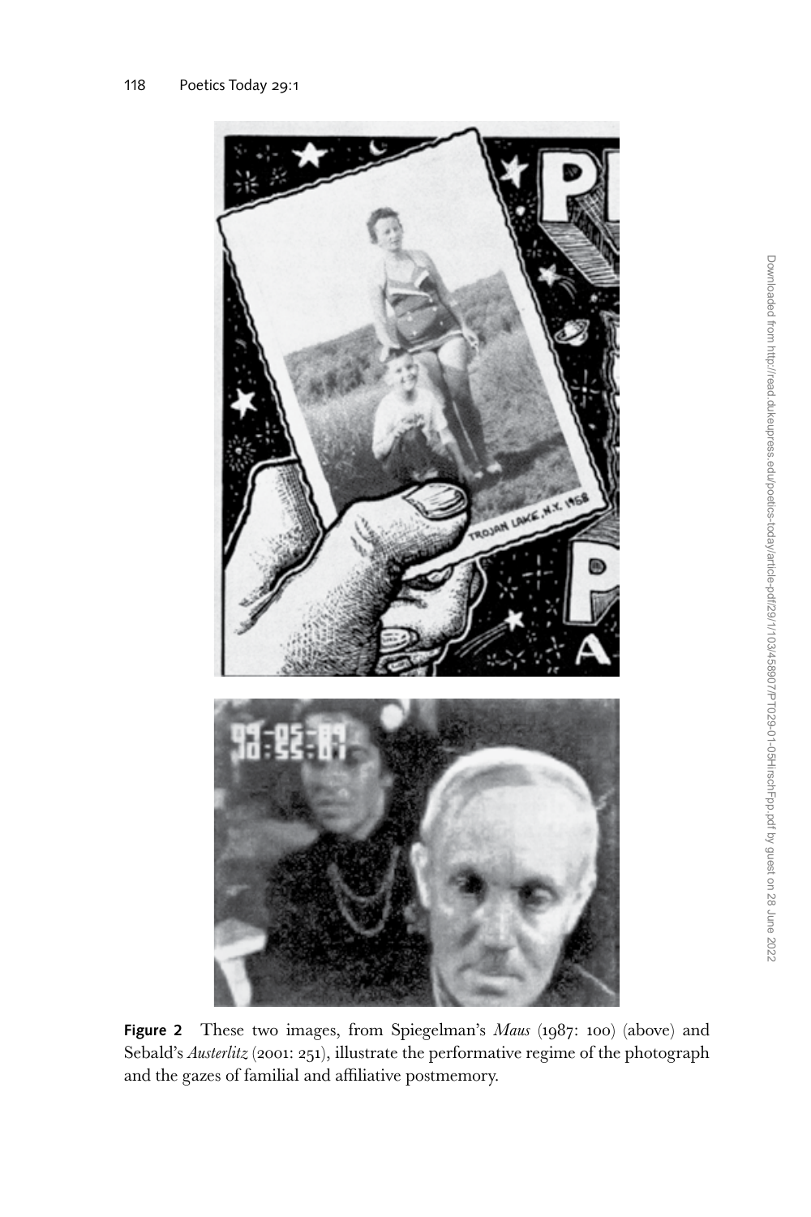**Figure 2** These two images, from Spiegelman's *Maus* (1987: 100) (above) and Sebald's *Austerlitz* (2001: 251), illustrate the performative regime of the photograph and the gazes of familial and affiliative postmemory.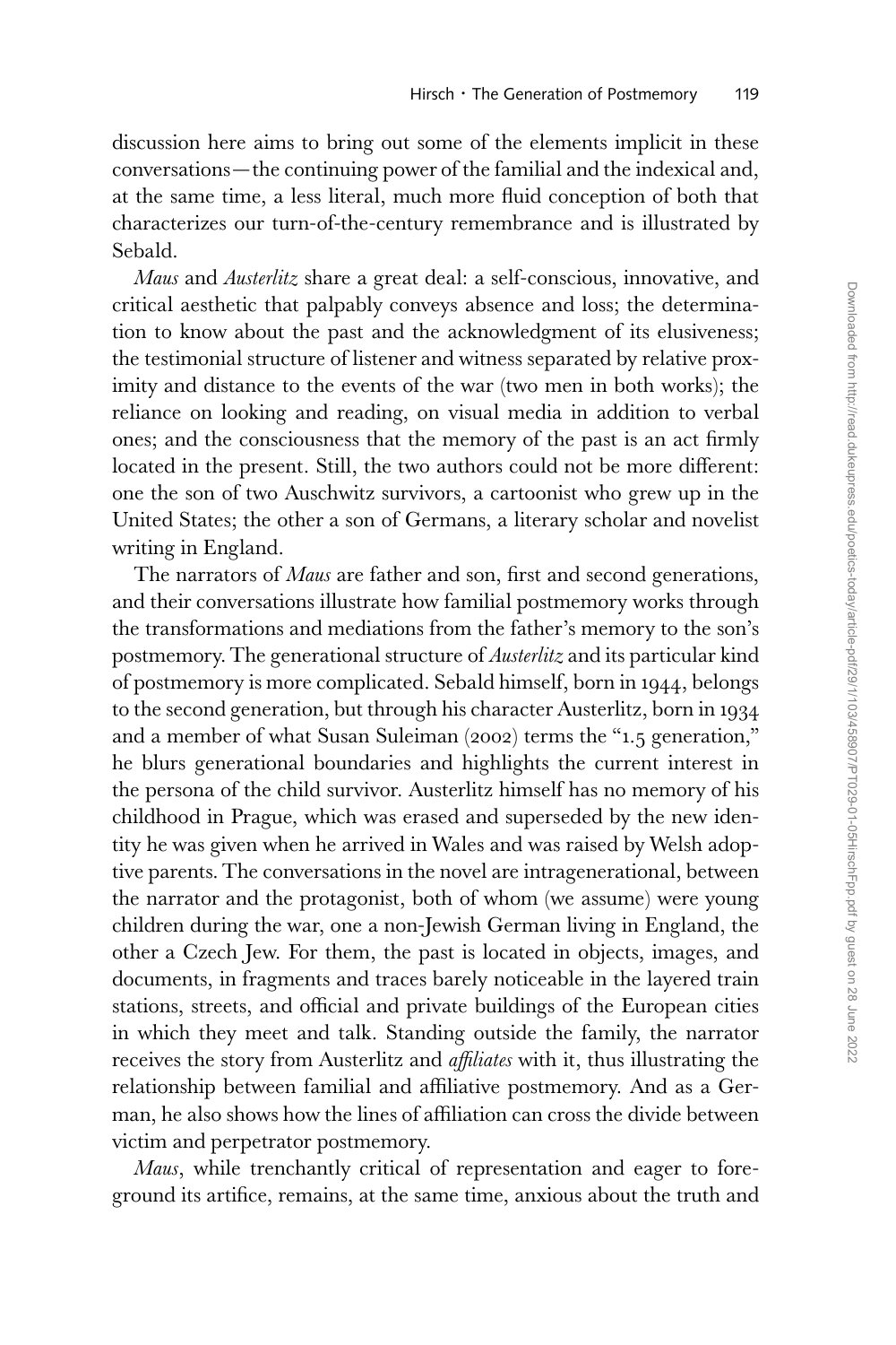discussion here aims to bring out some of the elements implicit in these conversations—the continuing power of the familial and the indexical and, at the same time, a less literal, much more fluid conception of both that characterizes our turn-of-the-century remembrance and is illustrated by Sebald.

*Maus* and *Austerlitz* share a great deal: a self-conscious, innovative, and critical aesthetic that palpably conveys absence and loss; the determination to know about the past and the acknowledgment of its elusiveness; the testimonial structure of listener and witness separated by relative proximity and distance to the events of the war (two men in both works); the reliance on looking and reading, on visual media in addition to verbal ones; and the consciousness that the memory of the past is an act firmly located in the present. Still, the two authors could not be more different: one the son of two Auschwitz survivors, a cartoonist who grew up in the United States; the other a son of Germans, a literary scholar and novelist writing in England.

The narrators of *Maus* are father and son, first and second generations, and their conversations illustrate how familial postmemory works through the transformations and mediations from the father's memory to the son's postmemory. The generational structure of *Austerlitz* and its particular kind of postmemory is more complicated. Sebald himself, born in 1944, belongs to the second generation, but through his character Austerlitz, born in 1934 and a member of what Susan Suleiman (2002) terms the "1.5 generation," he blurs generational boundaries and highlights the current interest in the persona of the child survivor. Austerlitz himself has no memory of his childhood in Prague, which was erased and superseded by the new identity he was given when he arrived in Wales and was raised by Welsh adoptive parents. The conversations in the novel are intragenerational, between the narrator and the protagonist, both of whom (we assume) were young children during the war, one a non-Jewish German living in England, the other a Czech Jew. For them, the past is located in objects, images, and documents, in fragments and traces barely noticeable in the layered train stations, streets, and official and private buildings of the European cities in which they meet and talk. Standing outside the family, the narrator receives the story from Austerlitz and *affiliates* with it, thus illustrating the relationship between familial and affiliative postmemory. And as a German, he also shows how the lines of affiliation can cross the divide between victim and perpetrator postmemory.

*Maus*, while trenchantly critical of representation and eager to foreground its artifice, remains, at the same time, anxious about the truth and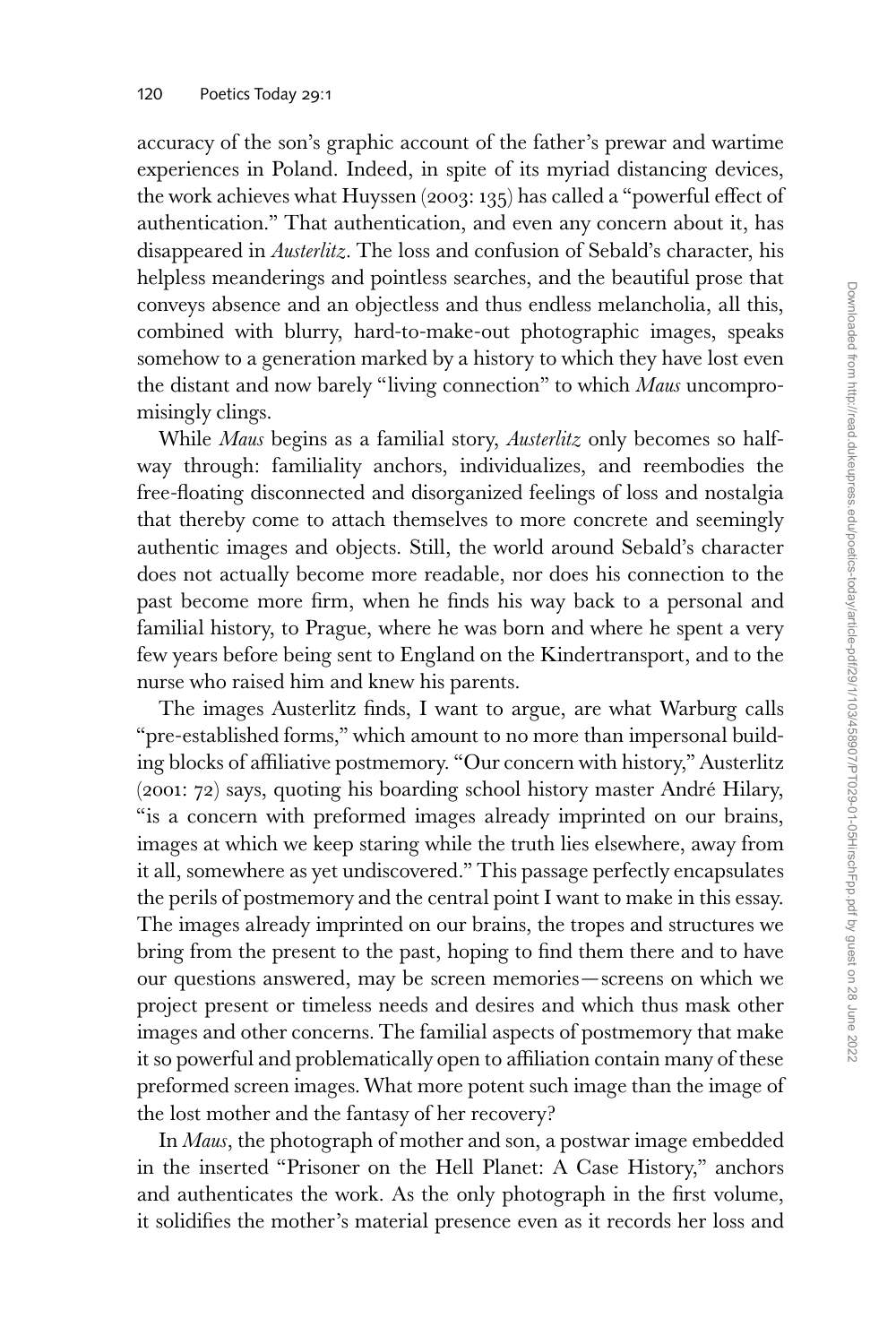accuracy of the son's graphic account of the father's prewar and wartime experiences in Poland. Indeed, in spite of its myriad distancing devices, the work achieves what Huyssen (2003: 135) has called a "powerful effect of authentication." That authentication, and even any concern about it, has disappeared in *Austerlitz*. The loss and confusion of Sebald's character, his helpless meanderings and pointless searches, and the beautiful prose that conveys absence and an objectless and thus endless melancholia, all this, combined with blurry, hard-to-make-out photographic images, speaks somehow to a generation marked by a history to which they have lost even the distant and now barely "living connection" to which *Maus* uncompromisingly clings.

While *Maus* begins as a familial story, *Austerlitz* only becomes so halfway through: familiality anchors, individualizes, and reembodies the free-floating disconnected and disorganized feelings of loss and nostalgia that thereby come to attach themselves to more concrete and seemingly authentic images and objects. Still, the world around Sebald's character does not actually become more readable, nor does his connection to the past become more firm, when he finds his way back to a personal and familial history, to Prague, where he was born and where he spent a very few years before being sent to England on the Kindertransport, and to the nurse who raised him and knew his parents.

The images Austerlitz finds, I want to argue, are what Warburg calls "pre-established forms," which amount to no more than impersonal building blocks of affiliative postmemory. "Our concern with history," Austerlitz (2001: 72) says, quoting his boarding school history master André Hilary, "is a concern with preformed images already imprinted on our brains, images at which we keep staring while the truth lies elsewhere, away from it all, somewhere as yet undiscovered." This passage perfectly encapsulates the perils of postmemory and the central point I want to make in this essay. The images already imprinted on our brains, the tropes and structures we bring from the present to the past, hoping to find them there and to have our questions answered, may be screen memories—screens on which we project present or timeless needs and desires and which thus mask other images and other concerns. The familial aspects of postmemory that make it so powerful and problematically open to affiliation contain many of these preformed screen images. What more potent such image than the image of the lost mother and the fantasy of her recovery?

In *Maus*, the photograph of mother and son, a postwar image embedded in the inserted "Prisoner on the Hell Planet: A Case History," anchors and authenticates the work. As the only photograph in the first volume, it solidifies the mother's material presence even as it records her loss and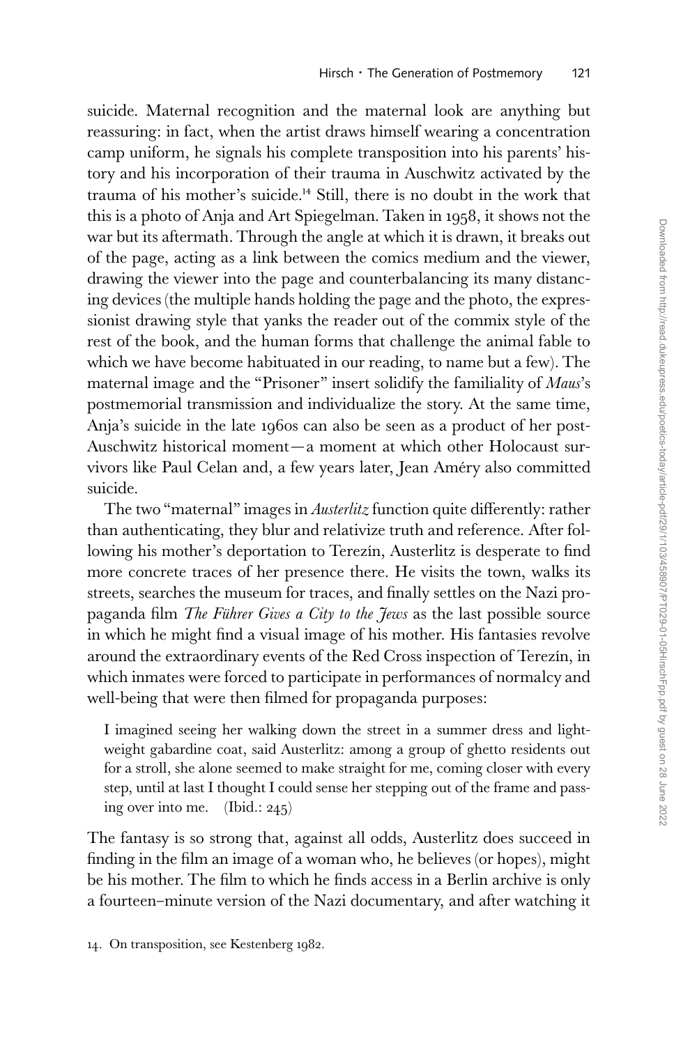suicide. Maternal recognition and the maternal look are anything but reassuring: in fact, when the artist draws himself wearing a concentration camp uniform, he signals his complete transposition into his parents' history and his incorporation of their trauma in Auschwitz activated by the trauma of his mother's suicide.[14] Still, there is no doubt in the work that this is a photo of Anja and Art Spiegelman. Taken in 1958, it shows not the war but its aftermath. Through the angle at which it is drawn, it breaks out of the page, acting as a link between the comics medium and the viewer, drawing the viewer into the page and counterbalancing its many distancing devices (the multiple hands holding the page and the photo, the expressionist drawing style that yanks the reader out of the commix style of the rest of the book, and the human forms that challenge the animal fable to which we have become habituated in our reading, to name but a few). The maternal image and the "Prisoner" insert solidify the familiality of *Maus*'s postmemorial transmission and individualize the story. At the same time, Anja's suicide in the late 1960s can also be seen as a product of her post-Auschwitz historical moment—a moment at which other Holocaust survivors like Paul Celan and, a few years later, Jean Améry also committed suicide.

The two "maternal" images in *Austerlitz* function quite differently: rather than authenticating, they blur and relativize truth and reference. After following his mother's deportation to Terezín, Austerlitz is desperate to find more concrete traces of her presence there. He visits the town, walks its streets, searches the museum for traces, and finally settles on the Nazi propaganda film *The Führer Gives a City to the Jews* as the last possible source in which he might find a visual image of his mother. His fantasies revolve around the extraordinary events of the Red Cross inspection of Terezín, in which inmates were forced to participate in performances of normalcy and well-being that were then filmed for propaganda purposes:

> I imagined seeing her walking down the street in a summer dress and lightweight gabardine coat, said Austerlitz: among a group of ghetto residents out for a stroll, she alone seemed to make straight for me, coming closer with every step, until at last I thought I could sense her stepping out of the frame and passing over into me. (Ibid.: 245)

The fantasy is so strong that, against all odds, Austerlitz does succeed in finding in the film an image of a woman who, he believes (or hopes), might be his mother. The film to which he finds access in a Berlin archive is only a fourteen-minute version of the Nazi documentary, and after watching it

14. On transposition, see Kestenberg 1982.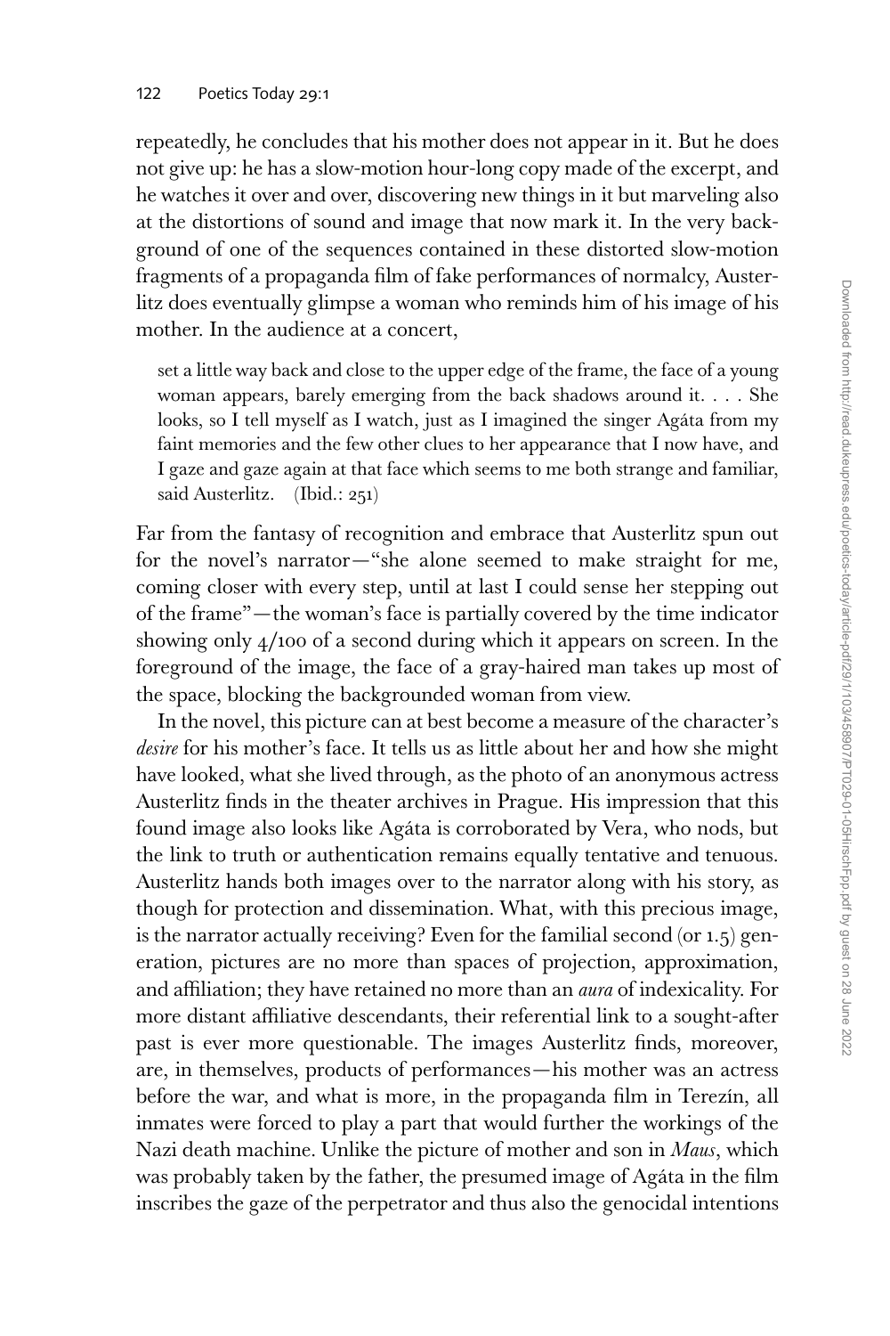repeatedly, he concludes that his mother does not appear in it. But he does not give up: he has a slow-motion hour-long copy made of the excerpt, and he watches it over and over, discovering new things in it but marveling also at the distortions of sound and image that now mark it. In the very background of one of the sequences contained in these distorted slow-motion fragments of a propaganda film of fake performances of normalcy, Austerlitz does eventually glimpse a woman who reminds him of his image of his mother. In the audience at a concert,

> set a little way back and close to the upper edge of the frame, the face of a young woman appears, barely emerging from the back shadows around it. . . . She looks, so I tell myself as I watch, just as I imagined the singer Agáta from my faint memories and the few other clues to her appearance that I now have, and I gaze and gaze again at that face which seems to me both strange and familiar, said Austerlitz. (Ibid.: 251)

Far from the fantasy of recognition and embrace that Austerlitz spun out for the novel's narrator—"she alone seemed to make straight for me, coming closer with every step, until at last I could sense her stepping out of the frame"—the woman's face is partially covered by the time indicator showing only 4/100 of a second during which it appears on screen. In the foreground of the image, the face of a gray-haired man takes up most of the space, blocking the backgrounded woman from view.

In the novel, this picture can at best become a measure of the character's *desire* for his mother's face. It tells us as little about her and how she might have looked, what she lived through, as the photo of an anonymous actress Austerlitz finds in the theater archives in Prague. His impression that this found image also looks like Agáta is corroborated by Vera, who nods, but the link to truth or authentication remains equally tentative and tenuous. Austerlitz hands both images over to the narrator along with his story, as though for protection and dissemination. What, with this precious image, is the narrator actually receiving? Even for the familial second (or 1.5) generation, pictures are no more than spaces of projection, approximation, and affiliation; they have retained no more than an *aura* of indexicality. For more distant affiliative descendants, their referential link to a sought-after past is ever more questionable. The images Austerlitz finds, moreover, are, in themselves, products of performances—his mother was an actress before the war, and what is more, in the propaganda film in Terezín, all inmates were forced to play a part that would further the workings of the Nazi death machine. Unlike the picture of mother and son in *Maus*, which was probably taken by the father, the presumed image of Agáta in the film inscribes the gaze of the perpetrator and thus also the genocidal intentions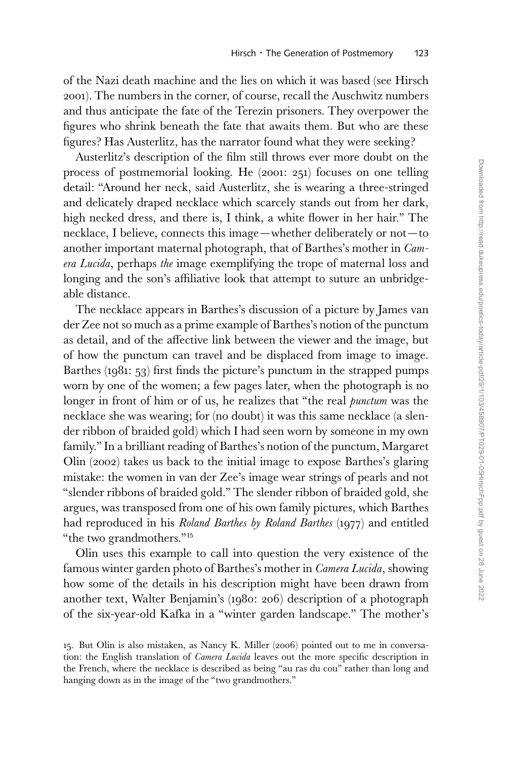of the Nazi death machine and the lies on which it was based (see Hirsch 2001). The numbers in the corner, of course, recall the Auschwitz numbers and thus anticipate the fate of the Terezín prisoners. They overpower the figures who shrink beneath the fate that awaits them. But who are these figures? Has Austerlitz, has the narrator found what they were seeking?

Austerlitz's description of the film still throws ever more doubt on the process of postmemorial looking. He (2001: 251) focuses on one telling detail: "Around her neck, said Austerlitz, she is wearing a three-stringed and delicately draped necklace which scarcely stands out from her dark, high necked dress, and there is, I think, a white flower in her hair." The necklace, I believe, connects this image—whether deliberately or not—to another important maternal photograph, that of Barthes's mother in *Camera Lucida*, perhaps *the* image exemplifying the trope of maternal loss and longing and the son's affiliative look that attempt to suture an unbridgeable distance.

The necklace appears in Barthes's discussion of a picture by James van der Zee not so much as a prime example of Barthes's notion of the punctum as detail, and of the affective link between the viewer and the image, but of how the punctum can travel and be displaced from image to image. Barthes (1981: 53) first finds the picture's punctum in the strapped pumps worn by one of the women; a few pages later, when the photograph is no longer in front of him or of us, he realizes that "the real *punctum* was the necklace she was wearing; for (no doubt) it was this same necklace (a slender ribbon of braided gold) which I had seen worn by someone in my own family." In a brilliant reading of Barthes's notion of the punctum, Margaret Olin (2002) takes us back to the initial image to expose Barthes's glaring mistake: the women in van der Zee's image wear strings of pearls and not "slender ribbons of braided gold." The slender ribbon of braided gold, she argues, was transposed from one of his own family pictures, which Barthes had reproduced in his *Roland Barthes by Roland Barthes* (1977) and entitled "the two grandmothers."[15]

Olin uses this example to call into question the very existence of the famous winter garden photo of Barthes's mother in *Camera Lucida*, showing how some of the details in his description might have been drawn from another text, Walter Benjamin's (1980: 206) description of a photograph of the six-year-old Kafka in a "winter garden landscape." The mother's

15. But Olin is also mistaken, as Nancy K. Miller (2006) pointed out to me in conversation: the English translation of *Camera Lucida* leaves out the more specific description in the French, where the necklace is described as being "au ras du cou" rather than long and hanging down as in the image of the "two grandmothers."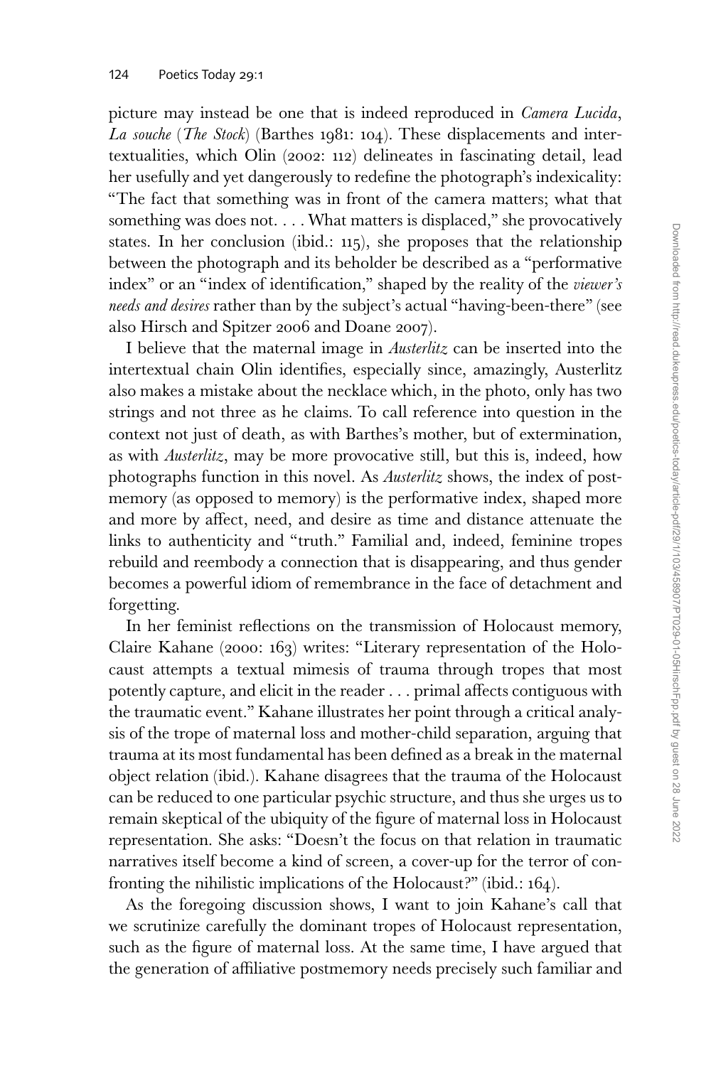picture may instead be one that is indeed reproduced in *Camera Lucida*, *La souche* (*The Stock*) (Barthes 1981: 104). These displacements and intertextualities, which Olin (2002: 112) delineates in fascinating detail, lead her usefully and yet dangerously to redefine the photograph's indexicality: "The fact that something was in front of the camera matters; what that something was does not. . . . What matters is displaced," she provocatively states. In her conclusion (ibid.: 115), she proposes that the relationship between the photograph and its beholder be described as a "performative index" or an "index of identification," shaped by the reality of the *viewer's needs and desires* rather than by the subject's actual "having-been-there" (see also Hirsch and Spitzer 2006 and Doane 2007).

I believe that the maternal image in *Austerlitz* can be inserted into the intertextual chain Olin identifies, especially since, amazingly, Austerlitz also makes a mistake about the necklace which, in the photo, only has two strings and not three as he claims. To call reference into question in the context not just of death, as with Barthes's mother, but of extermination, as with *Austerlitz*, may be more provocative still, but this is, indeed, how photographs function in this novel. As *Austerlitz* shows, the index of postmemory (as opposed to memory) is the performative index, shaped more and more by affect, need, and desire as time and distance attenuate the links to authenticity and "truth." Familial and, indeed, feminine tropes rebuild and reembody a connection that is disappearing, and thus gender becomes a powerful idiom of remembrance in the face of detachment and forgetting.

In her feminist reflections on the transmission of Holocaust memory, Claire Kahane (2000: 163) writes: "Literary representation of the Holocaust attempts a textual mimesis of trauma through tropes that most potently capture, and elicit in the reader . . . primal affects contiguous with the traumatic event." Kahane illustrates her point through a critical analysis of the trope of maternal loss and mother-child separation, arguing that trauma at its most fundamental has been defined as a break in the maternal object relation (ibid.). Kahane disagrees that the trauma of the Holocaust can be reduced to one particular psychic structure, and thus she urges us to remain skeptical of the ubiquity of the figure of maternal loss in Holocaust representation. She asks: "Doesn't the focus on that relation in traumatic narratives itself become a kind of screen, a cover-up for the terror of confronting the nihilistic implications of the Holocaust?" (ibid.: 164).

As the foregoing discussion shows, I want to join Kahane's call that we scrutinize carefully the dominant tropes of Holocaust representation, such as the figure of maternal loss. At the same time, I have argued that the generation of affiliative postmemory needs precisely such familiar and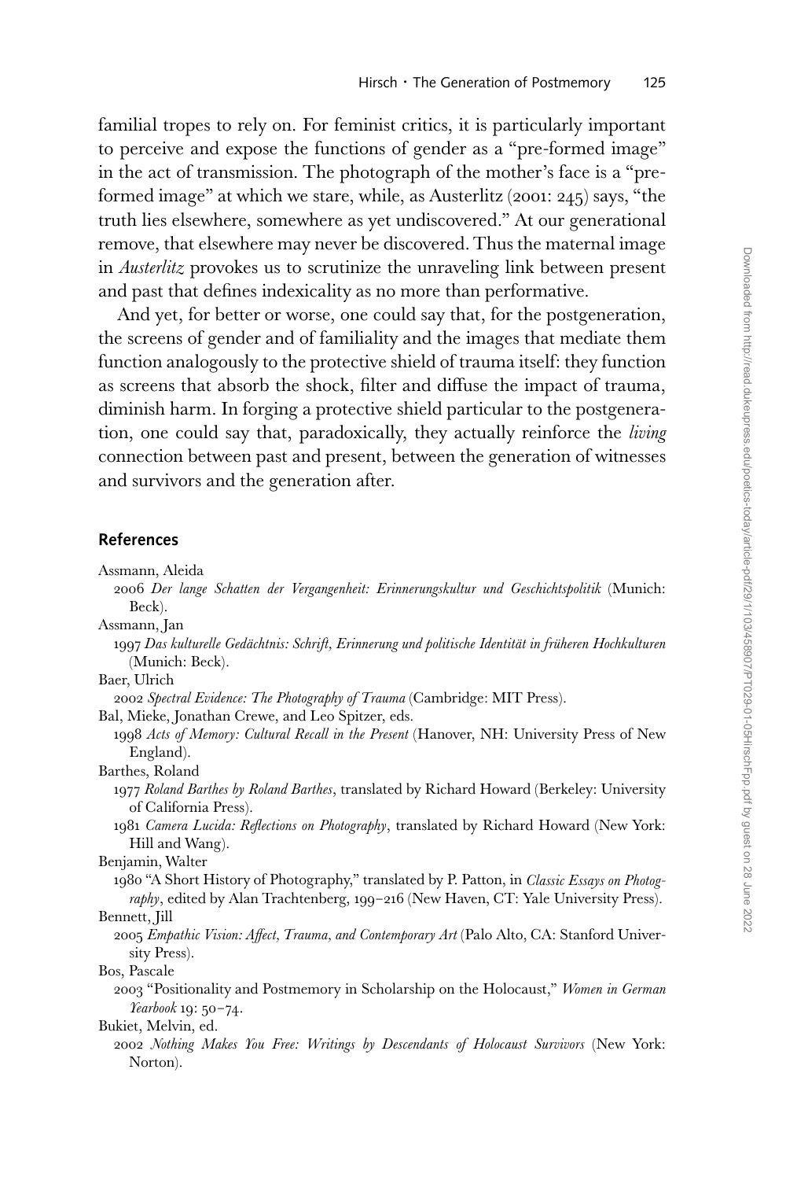familial tropes to rely on. For feminist critics, it is particularly important to perceive and expose the functions of gender as a "pre-formed image" in the act of transmission. The photograph of the mother's face is a "pre-formed image" at which we stare, while, as Austerlitz (2001: 245) says, "the truth lies elsewhere, somewhere as yet undiscovered." At our generational remove, that elsewhere may never be discovered. Thus the maternal image in *Austerlitz* provokes us to scrutinize the unraveling link between present and past that defines indexicality as no more than performative.

And yet, for better or worse, one could say that, for the postgeneration, the screens of gender and of familiality and the images that mediate them function analogously to the protective shield of trauma itself: they function as screens that absorb the shock, filter and diffuse the impact of trauma, diminish harm. In forging a protective shield particular to the postgeneration, one could say that, paradoxically, they actually reinforce the *living* connection between past and present, between the generation of witnesses and survivors and the generation after.

## References

Assmann, Aleida

2006 *Der lange Schatten der Vergangenheit: Erinnerungskultur und Geschichtspolitik* (Munich: Beck).

Assmann, Jan

1997 *Das kulturelle Gedächtnis: Schrift, Erinnerung und politische Identität in früheren Hochkulturen* (Munich: Beck).

Baer, Ulrich

2002 *Spectral Evidence: The Photography of Trauma* (Cambridge: MIT Press).

Bal, Mieke, Jonathan Crewe, and Leo Spitzer, eds.

1998 *Acts of Memory: Cultural Recall in the Present* (Hanover, NH: University Press of New England).

Barthes, Roland

1977 *Roland Barthes by Roland Barthes*, translated by Richard Howard (Berkeley: University of California Press).

1981 *Camera Lucida: Reflections on Photography*, translated by Richard Howard (New York: Hill and Wang).

Benjamin, Walter

1980 "A Short History of Photography," translated by P. Patton, in *Classic Essays on Photography*, edited by Alan Trachtenberg, 199–216 (New Haven, CT: Yale University Press).

Bennett, Jill

2005 *Empathic Vision: Affect, Trauma, and Contemporary Art* (Palo Alto, CA: Stanford University Press).

Bos, Pascale

2003 "Positionality and Postmemory in Scholarship on the Holocaust," *Women in German Yearbook* 19: 50–74.

Bukiet, Melvin, ed.

2002 *Nothing Makes You Free: Writings by Descendants of Holocaust Survivors* (New York: Norton).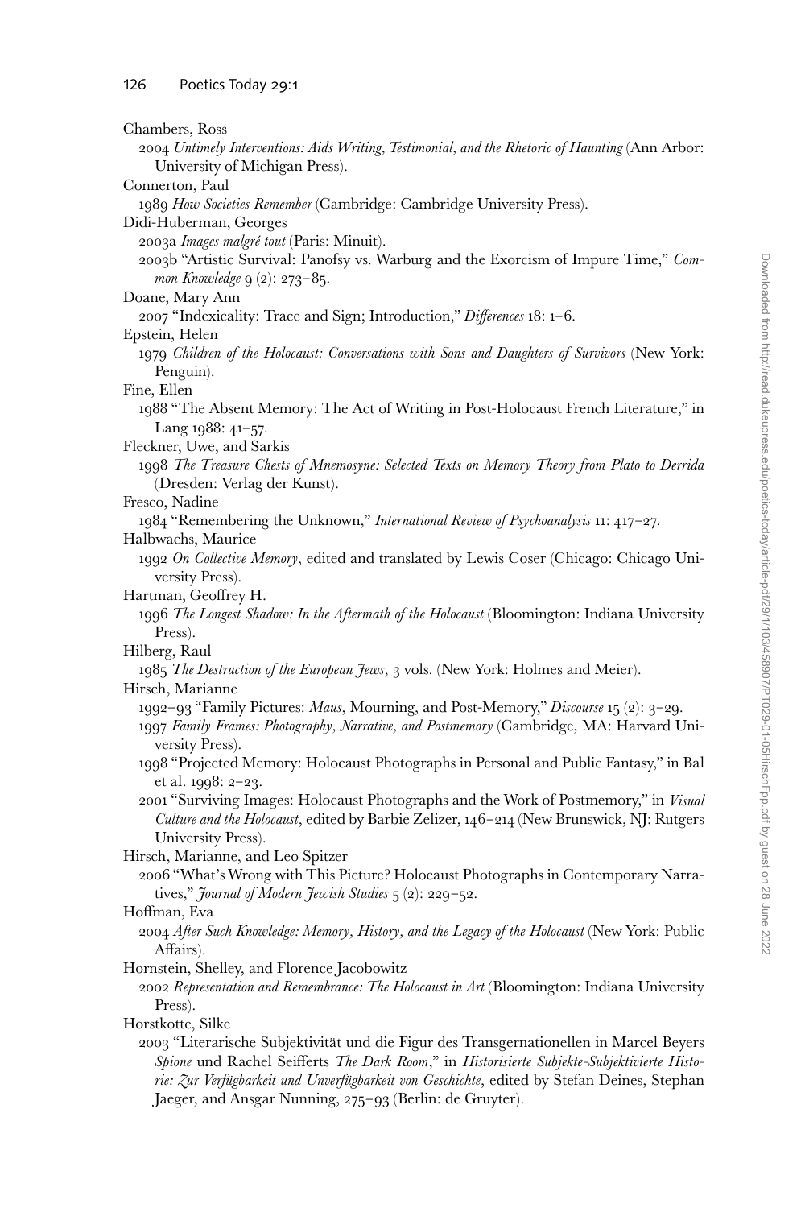Chambers, Ross

2004 *Untimely Interventions: Aids Writing, Testimonial, and the Rhetoric of Haunting* (Ann Arbor: University of Michigan Press).

Connerton, Paul

1989 *How Societies Remember* (Cambridge: Cambridge University Press).

Didi-Huberman, Georges

2003a *Images malgré tout* (Paris: Minuit).

2003b "Artistic Survival: Panofsy vs. Warburg and the Exorcism of Impure Time," *Common Knowledge* 9 (2): 273–85.

Doane, Mary Ann

2007 "Indexicality: Trace and Sign; Introduction," *Differences* 18: 1–6.

Epstein, Helen

1979 *Children of the Holocaust: Conversations with Sons and Daughters of Survivors* (New York: Penguin).

Fine, Ellen

1988 "The Absent Memory: The Act of Writing in Post-Holocaust French Literature," in Lang 1988: 41–57.

Fleckner, Uwe, and Sarkis

1998 *The Treasure Chests of Mnemosyne: Selected Texts on Memory Theory from Plato to Derrida* (Dresden: Verlag der Kunst).

Fresco, Nadine

1984 "Remembering the Unknown," *International Review of Psychoanalysis* 11: 417–27.

Halbwachs, Maurice

1992 *On Collective Memory*, edited and translated by Lewis Coser (Chicago: Chicago University Press).

Hartman, Geoffrey H.

1996 *The Longest Shadow: In the Aftermath of the Holocaust* (Bloomington: Indiana University Press).

Hilberg, Raul

1985 *The Destruction of the European Jews*, 3 vols. (New York: Holmes and Meier).

Hirsch, Marianne

1992–93 "Family Pictures: *Maus*, Mourning, and Post-Memory," *Discourse* 15 (2): 3–29.

1997 *Family Frames: Photography, Narrative, and Postmemory* (Cambridge, MA: Harvard University Press).

1998 "Projected Memory: Holocaust Photographs in Personal and Public Fantasy," in Bal et al. 1998: 2–23.

2001 "Surviving Images: Holocaust Photographs and the Work of Postmemory," in *Visual Culture and the Holocaust*, edited by Barbie Zelizer, 146–214 (New Brunswick, NJ: Rutgers University Press).

Hirsch, Marianne, and Leo Spitzer

2006 "What's Wrong with This Picture? Holocaust Photographs in Contemporary Narratives," *Journal of Modern Jewish Studies* 5 (2): 229–52.

Hoffman, Eva

2004 *After Such Knowledge: Memory, History, and the Legacy of the Holocaust* (New York: Public Affairs).

Hornstein, Shelley, and Florence Jacobowitz

2002 *Representation and Remembrance: The Holocaust in Art* (Bloomington: Indiana University Press).

Horstkotte, Silke

2003 "Literarische Subjektivität und die Figur des Transgernationellen in Marcel Beyers *Spione* und Rachel Seifferts *The Dark Room*," in *Historisierte Subjekte-Subjektivierte Historie: Zur Verfügbarkeit und Unverfügbarkeit von Geschichte*, edited by Stefan Deines, Stephan Jaeger, and Ansgar Nunning, 275–93 (Berlin: de Gruyter).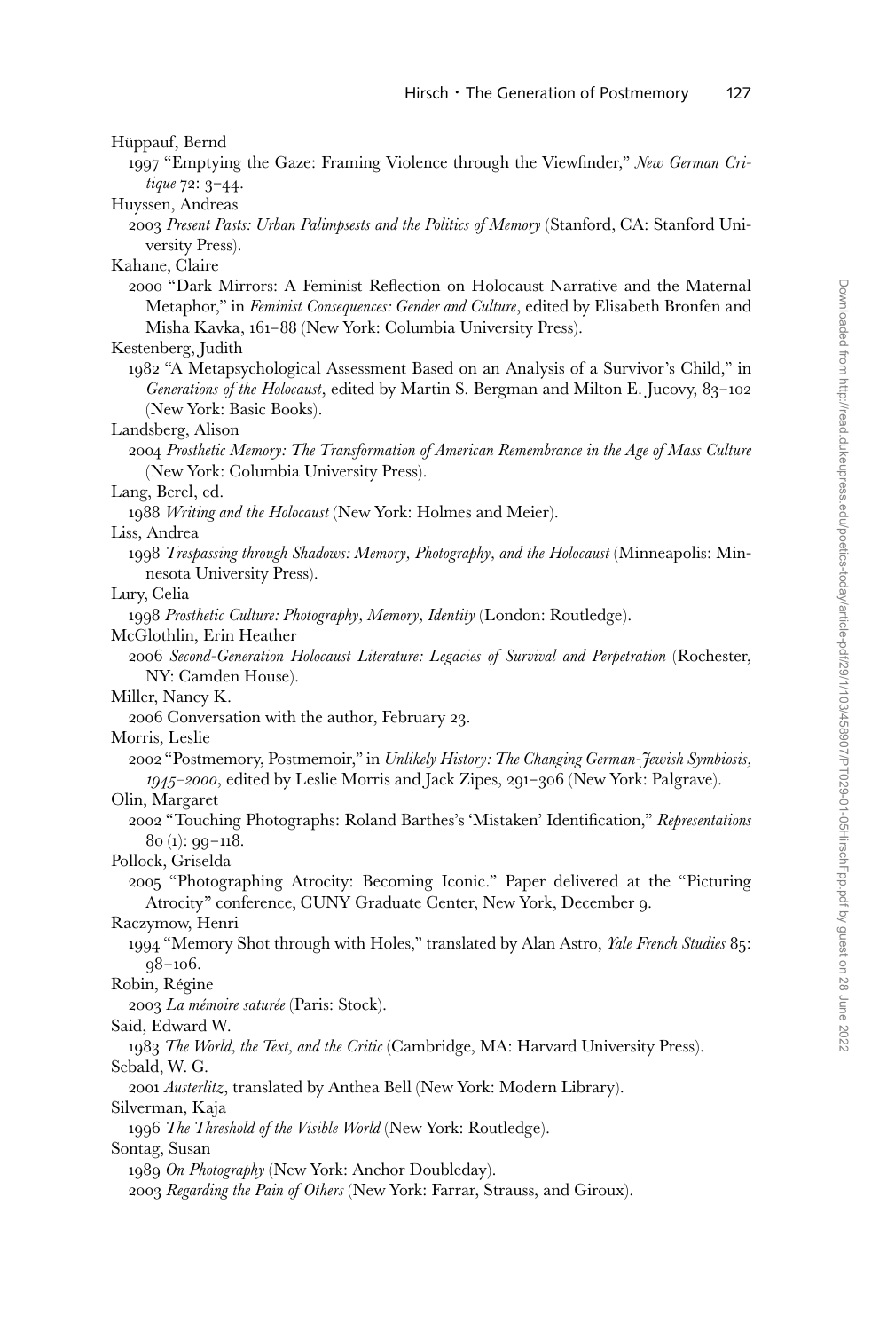Hüppauf, Bernd

1997 "Emptying the Gaze: Framing Violence through the Viewfinder," *New German Critique* 72: 3–44.

Huyssen, Andreas

2003 *Present Pasts: Urban Palimpsests and the Politics of Memory* (Stanford, CA: Stanford University Press).

Kahane, Claire

2000 "Dark Mirrors: A Feminist Reflection on Holocaust Narrative and the Maternal Metaphor," in *Feminist Consequences: Gender and Culture*, edited by Elisabeth Bronfen and Misha Kavka, 161–88 (New York: Columbia University Press).

Kestenberg, Judith

1982 "A Metapsychological Assessment Based on an Analysis of a Survivor's Child," in *Generations of the Holocaust*, edited by Martin S. Bergman and Milton E. Jucovy, 83–102 (New York: Basic Books).

Landsberg, Alison

2004 *Prosthetic Memory: The Transformation of American Remembrance in the Age of Mass Culture* (New York: Columbia University Press).

Lang, Berel, ed.

1988 *Writing and the Holocaust* (New York: Holmes and Meier).

Liss, Andrea

1998 *Trespassing through Shadows: Memory, Photography, and the Holocaust* (Minneapolis: Minnesota University Press).

Lury, Celia

1998 *Prosthetic Culture: Photography, Memory, Identity* (London: Routledge).

McGlothlin, Erin Heather

2006 *Second-Generation Holocaust Literature: Legacies of Survival and Perpetration* (Rochester, NY: Camden House).

Miller, Nancy K.

2006 Conversation with the author, February 23.

Morris, Leslie

2002 "Postmemory, Postmemoir," in *Unlikely History: The Changing German-Jewish Symbiosis, 1945–2000*, edited by Leslie Morris and Jack Zipes, 291–306 (New York: Palgrave).

Olin, Margaret

2002 "Touching Photographs: Roland Barthes's 'Mistaken' Identification," *Representations* 80 (1): 99–118.

Pollock, Griselda

2005 "Photographing Atrocity: Becoming Iconic." Paper delivered at the "Picturing Atrocity" conference, CUNY Graduate Center, New York, December 9.

Raczymow, Henri

1994 "Memory Shot through with Holes," translated by Alan Astro, *Yale French Studies* 85: 98–106.

Robin, Régine

2003 *La mémoire saturée* (Paris: Stock).

Said, Edward W.

1983 *The World, the Text, and the Critic* (Cambridge, MA: Harvard University Press).

Sebald, W. G.

2001 *Austerlitz*, translated by Anthea Bell (New York: Modern Library).

Silverman, Kaja

1996 *The Threshold of the Visible World* (New York: Routledge).

Sontag, Susan

1989 *On Photography* (New York: Anchor Doubleday).

2003 *Regarding the Pain of Others* (New York: Farrar, Strauss, and Giroux).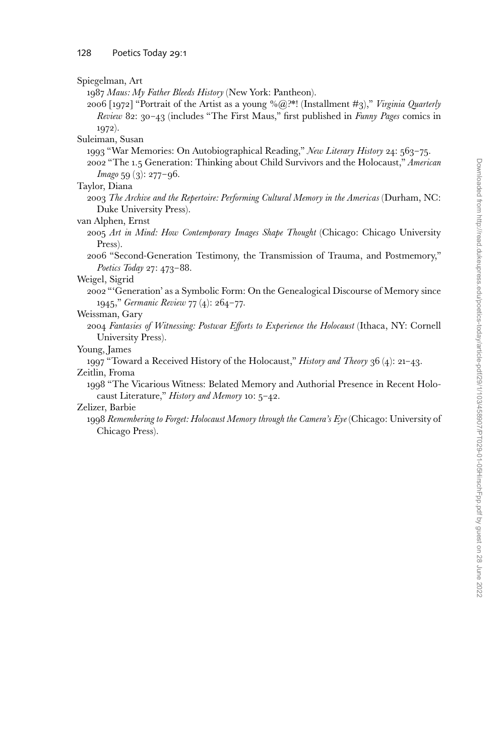Spiegelman, Art

1987 *Maus: My Father Bleeds History* (New York: Pantheon).

2006 [1972] "Portrait of the Artist as a young %@?*! (Installment #3)," *Virginia Quarterly Review* 82: 30–43 (includes "The First Maus," first published in *Funny Pages* comics in 1972).

Suleiman, Susan

1993 "War Memories: On Autobiographical Reading," *New Literary History* 24: 563–75.

2002 "The 1.5 Generation: Thinking about Child Survivors and the Holocaust," *American Imago* 59 (3): 277–96.

Taylor, Diana

2003 *The Archive and the Repertoire: Performing Cultural Memory in the Americas* (Durham, NC: Duke University Press).

van Alphen, Ernst

2005 *Art in Mind: How Contemporary Images Shape Thought* (Chicago: Chicago University Press).

2006 "Second-Generation Testimony, the Transmission of Trauma, and Postmemory," *Poetics Today* 27: 473–88.

Weigel, Sigrid

2002 "'Generation' as a Symbolic Form: On the Genealogical Discourse of Memory since 1945," *Germanic Review* 77 (4): 264–77.

Weissman, Gary

2004 *Fantasies of Witnessing: Postwar Efforts to Experience the Holocaust* (Ithaca, NY: Cornell University Press).

Young, James

1997 "Toward a Received History of the Holocaust," *History and Theory* 36 (4): 21–43.

Zeitlin, Froma

1998 "The Vicarious Witness: Belated Memory and Authorial Presence in Recent Holocaust Literature," *History and Memory* 10: 5–42.

Zelizer, Barbie

1998 *Remembering to Forget: Holocaust Memory through the Camera's Eye* (Chicago: University of Chicago Press).